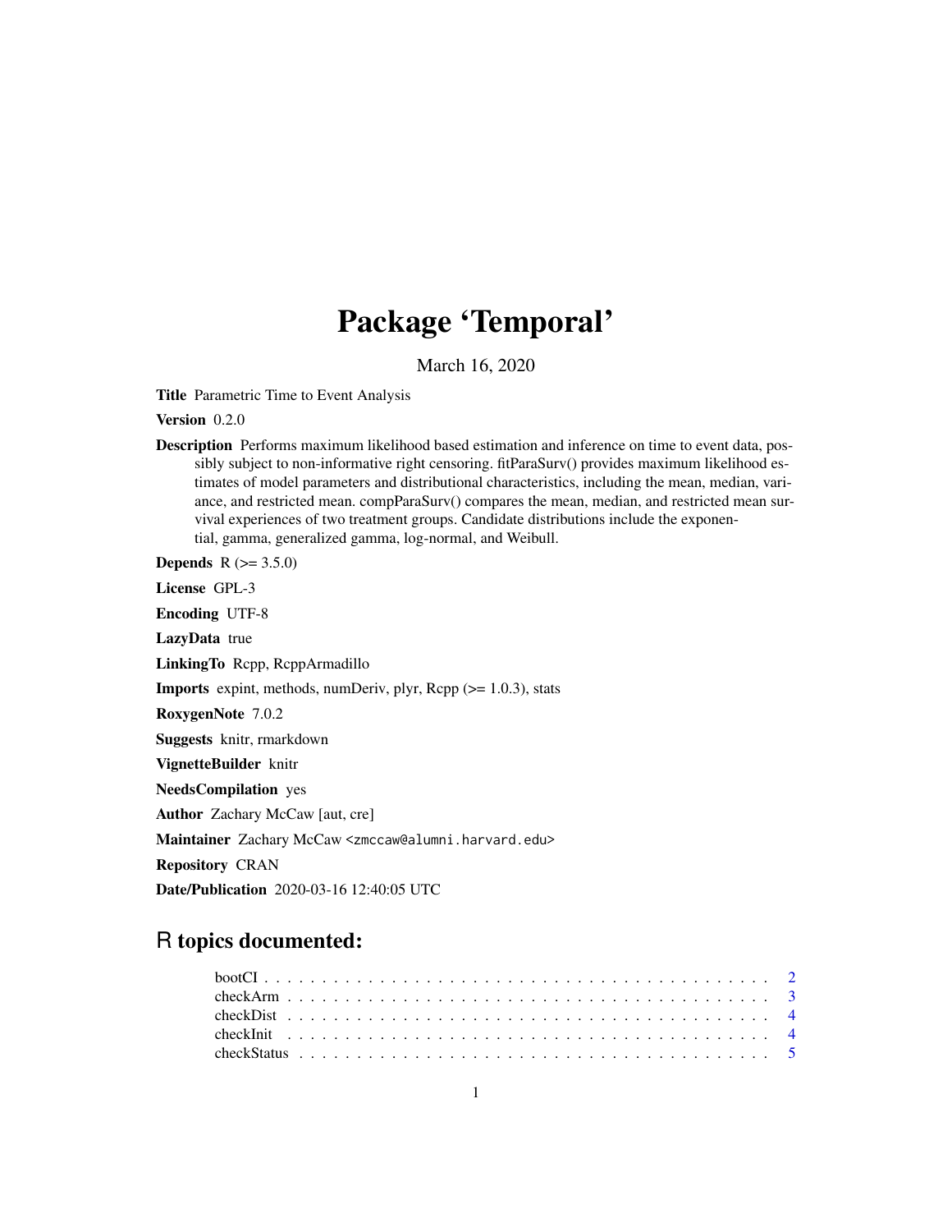# Package 'Temporal'

March 16, 2020

**Title** Parametric Time to Event Analysis

**Version** 0.2.0

**Description** Performs maximum likelihood based estimation and inference on time to event data, possibly subject to non-informative right censoring. fitParaSurv() provides maximum likelihood estimates of model parameters and distributional characteristics, including the mean, median, variance, and restricted mean. compParaSurv() compares the mean, median, and restricted mean survival experiences of two treatment groups. Candidate distributions include the exponential, gamma, generalized gamma, log-normal, and Weibull.

**Depends** R (>= 3.5.0)

**License** GPL-3

**Encoding** UTF-8

**LazyData** true

**LinkingTo** Rcpp, RcppArmadillo

**Imports** expint, methods, numDeriv, plyr, Rcpp (>= 1.0.3), stats

**RoxygenNote** 7.0.2

**Suggests** knitr, rmarkdown

**VignetteBuilder** knitr

**NeedsCompilation** yes

**Author** Zachary McCaw [aut, cre]

**Maintainer** Zachary McCaw <zmccaw@alumni.harvard.edu>

**Repository** CRAN

**Date/Publication** 2020-03-16 12:40:05 UTC

## R topics documented:

bootCI . . . . . . . . . . . . . . . . . . . . . . . . . . . . . . . . . . . . . . . . . . 2
checkArm . . . . . . . . . . . . . . . . . . . . . . . . . . . . . . . . . . . . . . . . 3
checkDist . . . . . . . . . . . . . . . . . . . . . . . . . . . . . . . . . . . . . . . . 4
checkInit . . . . . . . . . . . . . . . . . . . . . . . . . . . . . . . . . . . . . . . . . 4
checkStatus . . . . . . . . . . . . . . . . . . . . . . . . . . . . . . . . . . . . . . . 5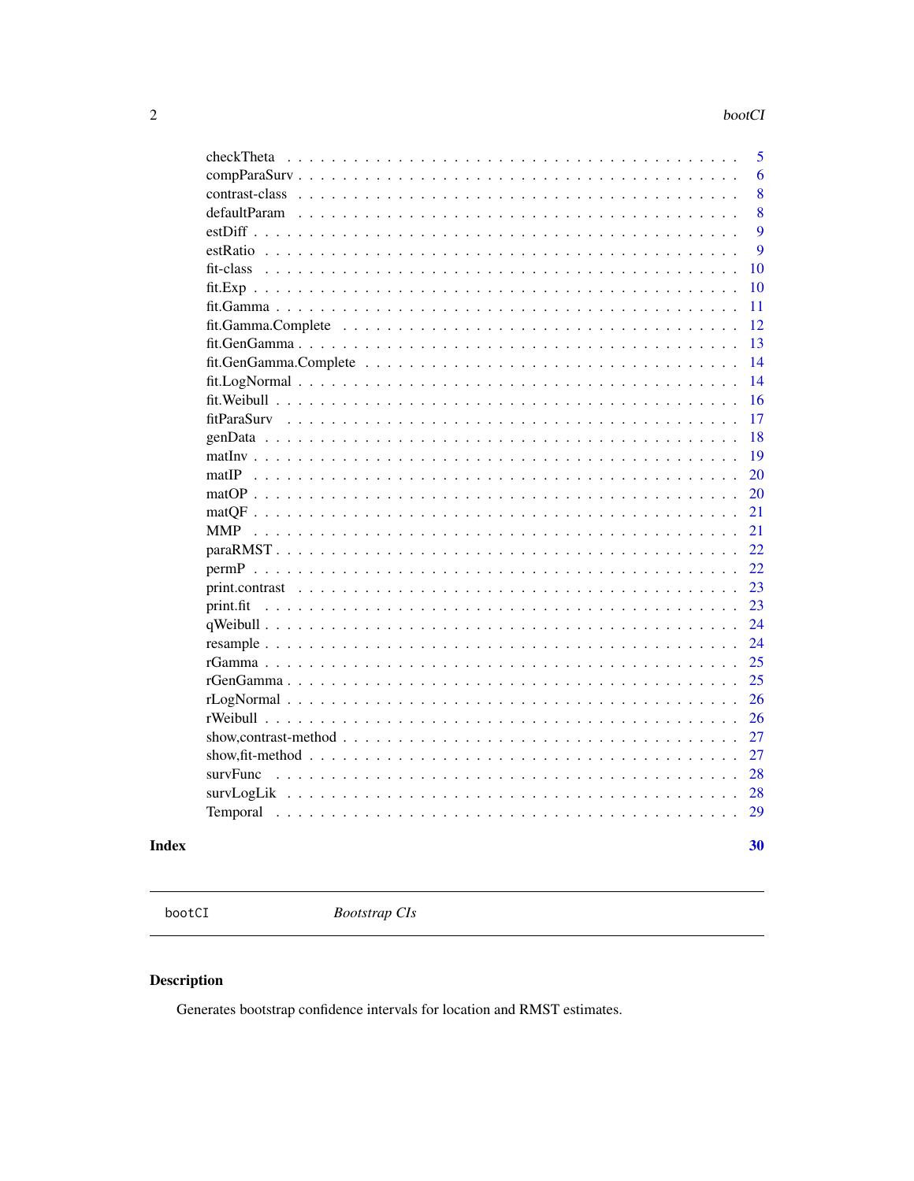checkTheta . . . . . . . . . . . . . . . . . . . . . . . . . . . . . . . . . . . . 5
compParaSurv . . . . . . . . . . . . . . . . . . . . . . . . . . . . . . . . . . . 6
contrast-class . . . . . . . . . . . . . . . . . . . . . . . . . . . . . . . . . . . 8
defaultParam . . . . . . . . . . . . . . . . . . . . . . . . . . . . . . . . . . . 8
estDiff . . . . . . . . . . . . . . . . . . . . . . . . . . . . . . . . . . . . . . 9
estRatio . . . . . . . . . . . . . . . . . . . . . . . . . . . . . . . . . . . . . 9
fit-class . . . . . . . . . . . . . . . . . . . . . . . . . . . . . . . . . . . . . 10
fit.Exp . . . . . . . . . . . . . . . . . . . . . . . . . . . . . . . . . . . . . . 10
fit.Gamma . . . . . . . . . . . . . . . . . . . . . . . . . . . . . . . . . . . . 11
fit.Gamma.Complete . . . . . . . . . . . . . . . . . . . . . . . . . . . . . . . 12
fit.GenGamma . . . . . . . . . . . . . . . . . . . . . . . . . . . . . . . . . . 13
fit.GenGamma.Complete . . . . . . . . . . . . . . . . . . . . . . . . . . . . . 14
fit.LogNormal . . . . . . . . . . . . . . . . . . . . . . . . . . . . . . . . . . 14
fit.Weibull . . . . . . . . . . . . . . . . . . . . . . . . . . . . . . . . . . . . 16
fitParaSurv . . . . . . . . . . . . . . . . . . . . . . . . . . . . . . . . . . . 17
genData . . . . . . . . . . . . . . . . . . . . . . . . . . . . . . . . . . . . . 18
matInv . . . . . . . . . . . . . . . . . . . . . . . . . . . . . . . . . . . . . . 19
matIP . . . . . . . . . . . . . . . . . . . . . . . . . . . . . . . . . . . . . . 20
matOP . . . . . . . . . . . . . . . . . . . . . . . . . . . . . . . . . . . . . . 20
matQF . . . . . . . . . . . . . . . . . . . . . . . . . . . . . . . . . . . . . . 21
MMP . . . . . . . . . . . . . . . . . . . . . . . . . . . . . . . . . . . . . . . 21
paraRMST . . . . . . . . . . . . . . . . . . . . . . . . . . . . . . . . . . . . 22
permP . . . . . . . . . . . . . . . . . . . . . . . . . . . . . . . . . . . . . . 22
print.contrast . . . . . . . . . . . . . . . . . . . . . . . . . . . . . . . . . . 23
print.fit . . . . . . . . . . . . . . . . . . . . . . . . . . . . . . . . . . . . . 23
qWeibull . . . . . . . . . . . . . . . . . . . . . . . . . . . . . . . . . . . . . 24
resample . . . . . . . . . . . . . . . . . . . . . . . . . . . . . . . . . . . . . 24
rGamma . . . . . . . . . . . . . . . . . . . . . . . . . . . . . . . . . . . . . . 25
rGenGamma . . . . . . . . . . . . . . . . . . . . . . . . . . . . . . . . . . . . 25
rLogNormal . . . . . . . . . . . . . . . . . . . . . . . . . . . . . . . . . . . . 26
rWeibull . . . . . . . . . . . . . . . . . . . . . . . . . . . . . . . . . . . . . 26
show,contrast-method . . . . . . . . . . . . . . . . . . . . . . . . . . . . . . 27
show,fit-method . . . . . . . . . . . . . . . . . . . . . . . . . . . . . . . . . 27
survFunc . . . . . . . . . . . . . . . . . . . . . . . . . . . . . . . . . . . . . 28
survLogLik . . . . . . . . . . . . . . . . . . . . . . . . . . . . . . . . . . . . 28
Temporal . . . . . . . . . . . . . . . . . . . . . . . . . . . . . . . . . . . . . 29

**Index** **30**

---

`bootCI` *Bootstrap CIs*

---

## Description

Generates bootstrap confidence intervals for location and RMST estimates.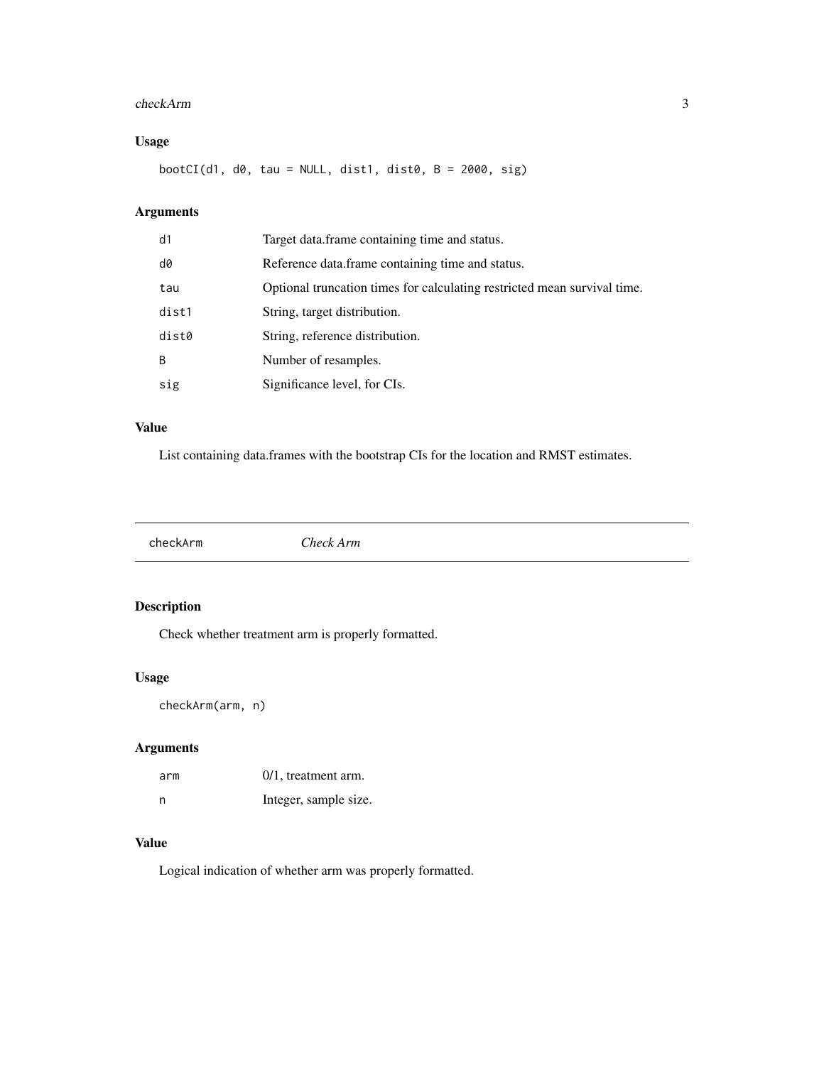## Usage

```
bootCI(d1, d0, tau = NULL, dist1, dist0, B = 2000, sig)
```

## Arguments

| | |
|---|---|
| d1 | Target data.frame containing time and status. |
| d0 | Reference data.frame containing time and status. |
| tau | Optional truncation times for calculating restricted mean survival time. |
| dist1 | String, target distribution. |
| dist0 | String, reference distribution. |
| B | Number of resamples. |
| sig | Significance level, for CIs. |

## Value

List containing data.frames with the bootstrap CIs for the location and RMST estimates.

---

# checkArm — *Check Arm*

---

## Description

Check whether treatment arm is properly formatted.

## Usage

```
checkArm(arm, n)
```

## Arguments

| | |
|---|---|
| arm | 0/1, treatment arm. |
| n | Integer, sample size. |

## Value

Logical indication of whether arm was properly formatted.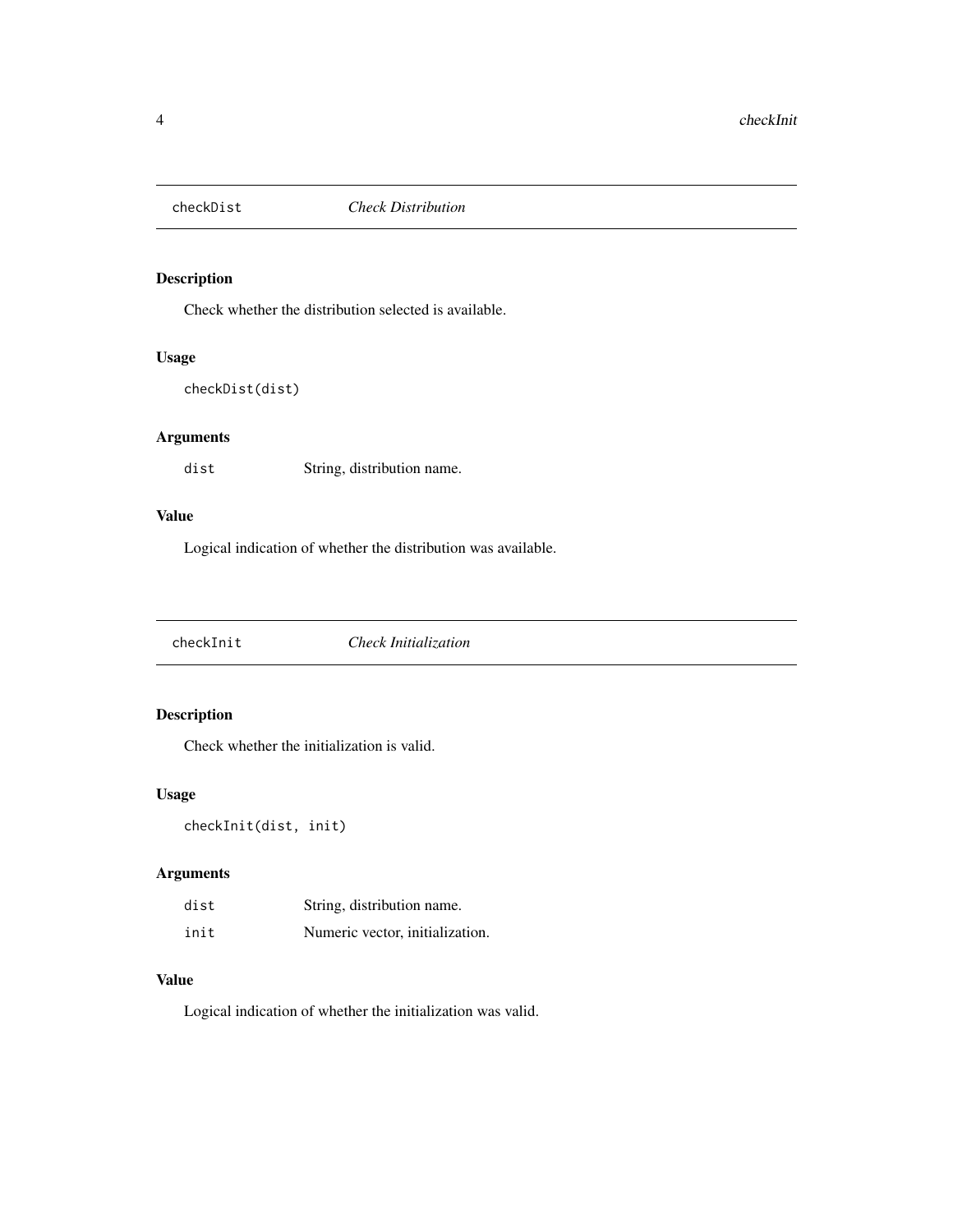## checkDist *Check Distribution*

### Description

Check whether the distribution selected is available.

### Usage

```
checkDist(dist)
```

### Arguments

| | |
|---|---|
| `dist` | String, distribution name. |

### Value

Logical indication of whether the distribution was available.

## checkInit *Check Initialization*

### Description

Check whether the initialization is valid.

### Usage

```
checkInit(dist, init)
```

### Arguments

| | |
|---|---|
| `dist` | String, distribution name. |
| `init` | Numeric vector, initialization. |

### Value

Logical indication of whether the initialization was valid.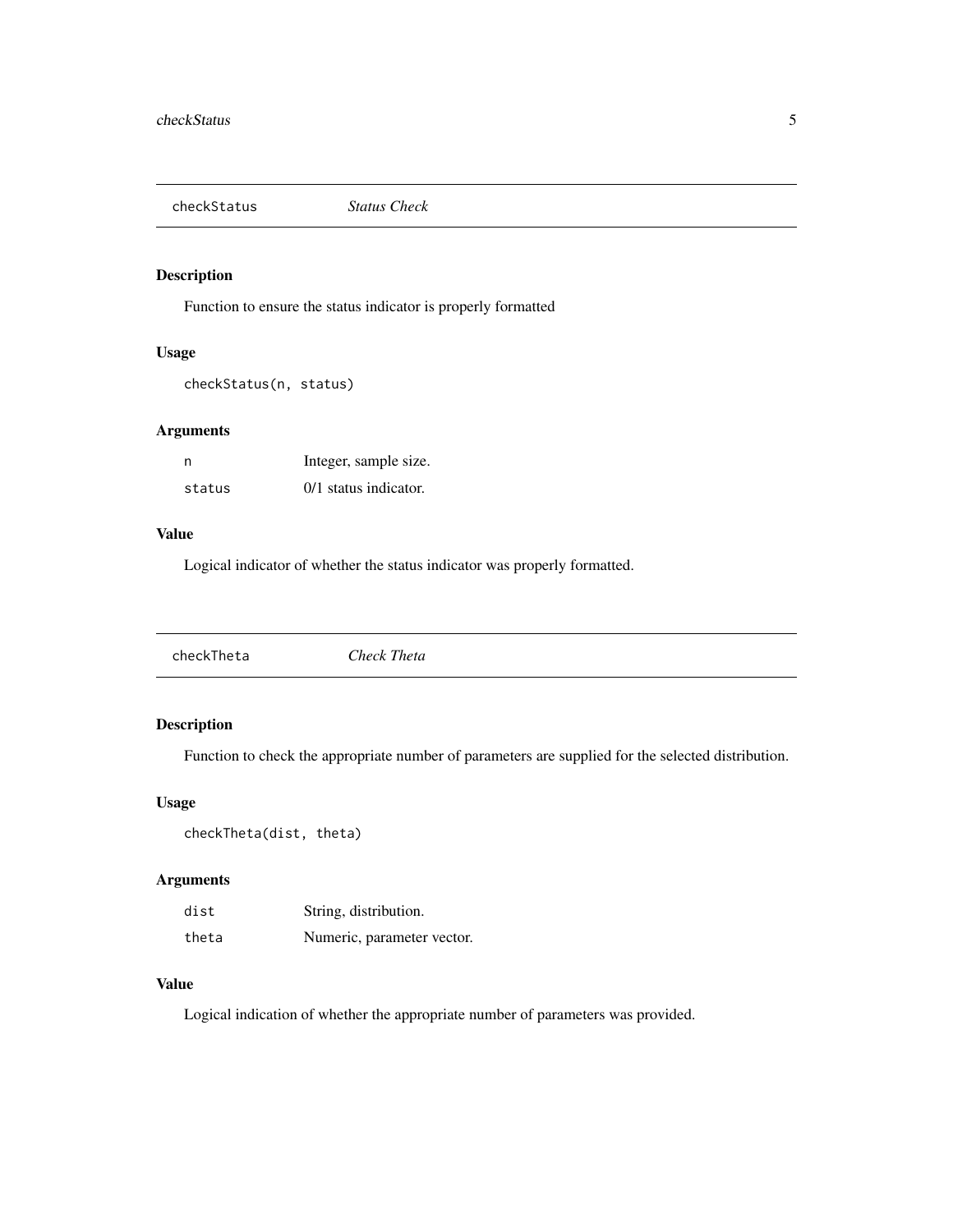## `checkStatus` *Status Check*

### Description

Function to ensure the status indicator is properly formatted

### Usage

```
checkStatus(n, status)
```

### Arguments

| | |
|---|---|
| `n` | Integer, sample size. |
| `status` | 0/1 status indicator. |

### Value

Logical indicator of whether the status indicator was properly formatted.

## `checkTheta` *Check Theta*

### Description

Function to check the appropriate number of parameters are supplied for the selected distribution.

### Usage

```
checkTheta(dist, theta)
```

### Arguments

| | |
|---|---|
| `dist` | String, distribution. |
| `theta` | Numeric, parameter vector. |

### Value

Logical indication of whether the appropriate number of parameters was provided.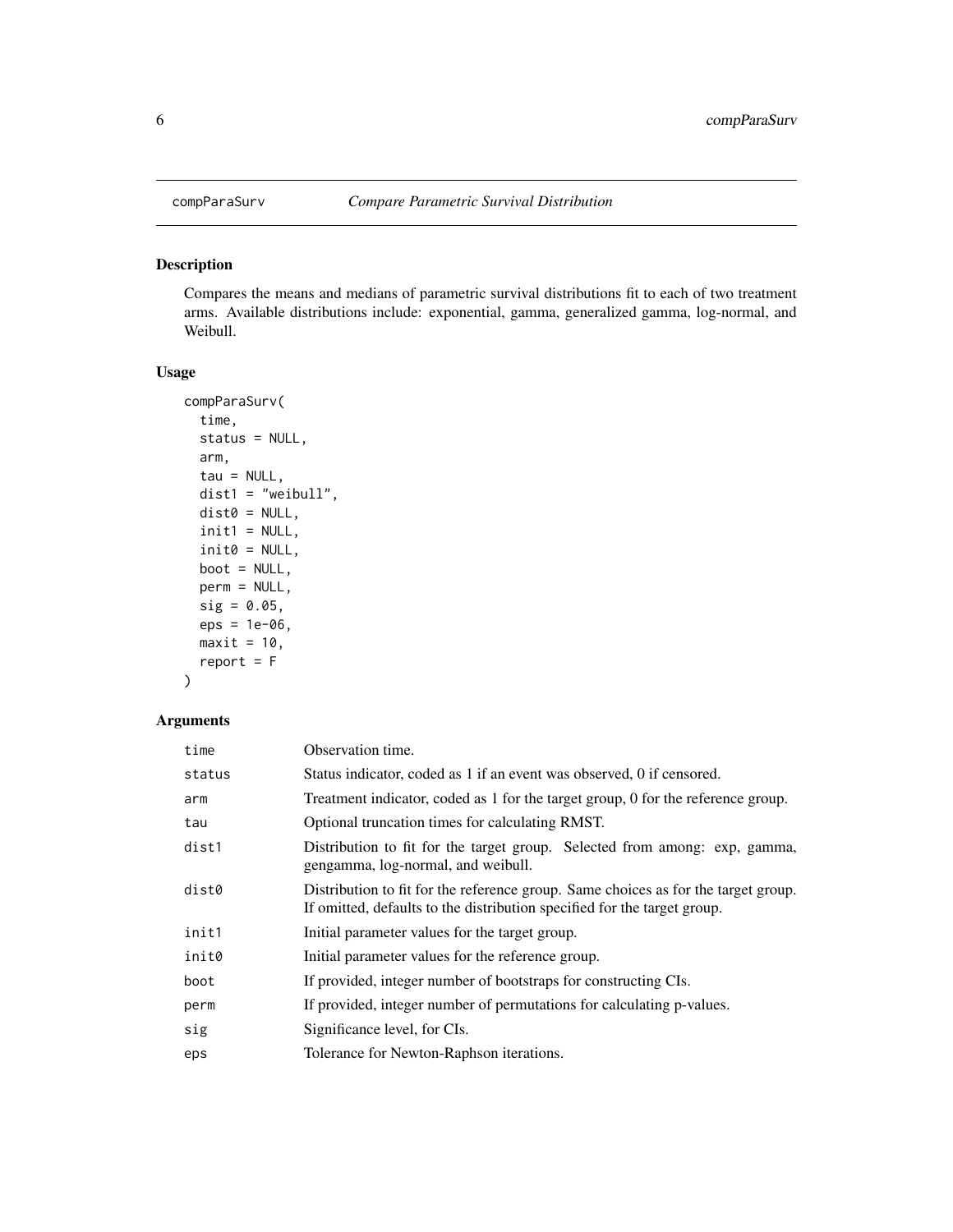compParaSurv *Compare Parametric Survival Distribution*

## Description

Compares the means and medians of parametric survival distributions fit to each of two treatment arms. Available distributions include: exponential, gamma, generalized gamma, log-normal, and Weibull.

## Usage

```
compParaSurv(
  time,
  status = NULL,
  arm,
  tau = NULL,
  dist1 = "weibull",
  dist0 = NULL,
  init1 = NULL,
  init0 = NULL,
  boot = NULL,
  perm = NULL,
  sig = 0.05,
  eps = 1e-06,
  maxit = 10,
  report = F
)
```

## Arguments

| | |
|---|---|
| `time` | Observation time. |
| `status` | Status indicator, coded as 1 if an event was observed, 0 if censored. |
| `arm` | Treatment indicator, coded as 1 for the target group, 0 for the reference group. |
| `tau` | Optional truncation times for calculating RMST. |
| `dist1` | Distribution to fit for the target group. Selected from among: exp, gamma, gengamma, log-normal, and weibull. |
| `dist0` | Distribution to fit for the reference group. Same choices as for the target group. If omitted, defaults to the distribution specified for the target group. |
| `init1` | Initial parameter values for the target group. |
| `init0` | Initial parameter values for the reference group. |
| `boot` | If provided, integer number of bootstraps for constructing CIs. |
| `perm` | If provided, integer number of permutations for calculating p-values. |
| `sig` | Significance level, for CIs. |
| `eps` | Tolerance for Newton-Raphson iterations. |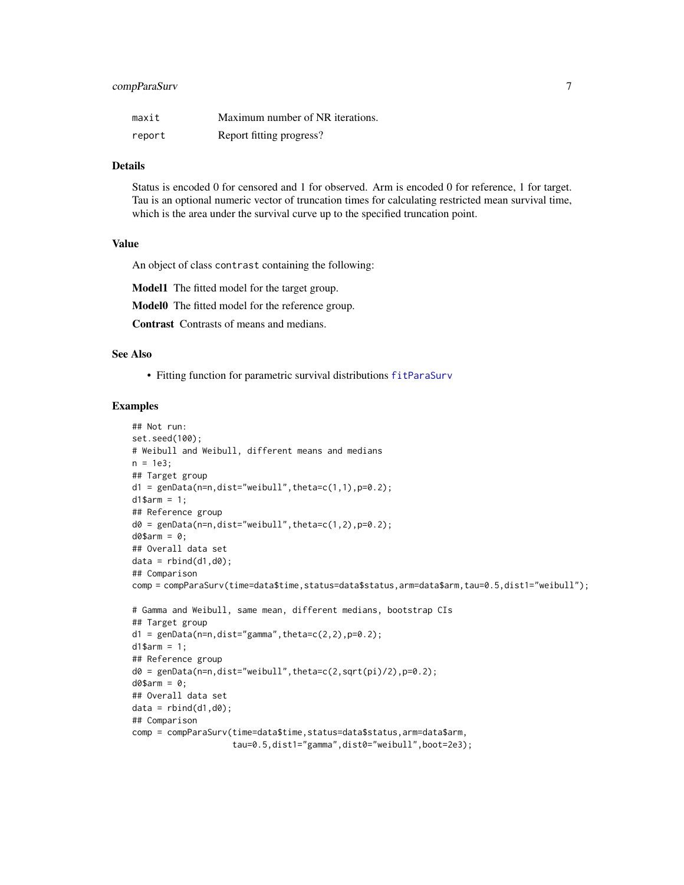| | |
|---|---|
| maxit | Maximum number of NR iterations. |
| report | Report fitting progress? |

## Details

Status is encoded 0 for censored and 1 for observed. Arm is encoded 0 for reference, 1 for target. Tau is an optional numeric vector of truncation times for calculating restricted mean survival time, which is the area under the survival curve up to the specified truncation point.

## Value

An object of class `contrast` containing the following:

**Model1** The fitted model for the target group.

**Model0** The fitted model for the reference group.

**Contrast** Contrasts of means and medians.

## See Also

- Fitting function for parametric survival distributions `fitParaSurv`

## Examples

```
## Not run:
set.seed(100);
# Weibull and Weibull, different means and medians
n = 1e3;
## Target group
d1 = genData(n=n,dist="weibull",theta=c(1,1),p=0.2);
d1$arm = 1;
## Reference group
d0 = genData(n=n,dist="weibull",theta=c(1,2),p=0.2);
d0$arm = 0;
## Overall data set
data = rbind(d1,d0);
## Comparison
comp = compParaSurv(time=data$time,status=data$status,arm=data$arm,tau=0.5,dist1="weibull");

# Gamma and Weibull, same mean, different medians, bootstrap CIs
## Target group
d1 = genData(n=n,dist="gamma",theta=c(2,2),p=0.2);
d1$arm = 1;
## Reference group
d0 = genData(n=n,dist="weibull",theta=c(2,sqrt(pi)/2),p=0.2);
d0$arm = 0;
## Overall data set
data = rbind(d1,d0);
## Comparison
comp = compParaSurv(time=data$time,status=data$status,arm=data$arm,
                    tau=0.5,dist1="gamma",dist0="weibull",boot=2e3);
```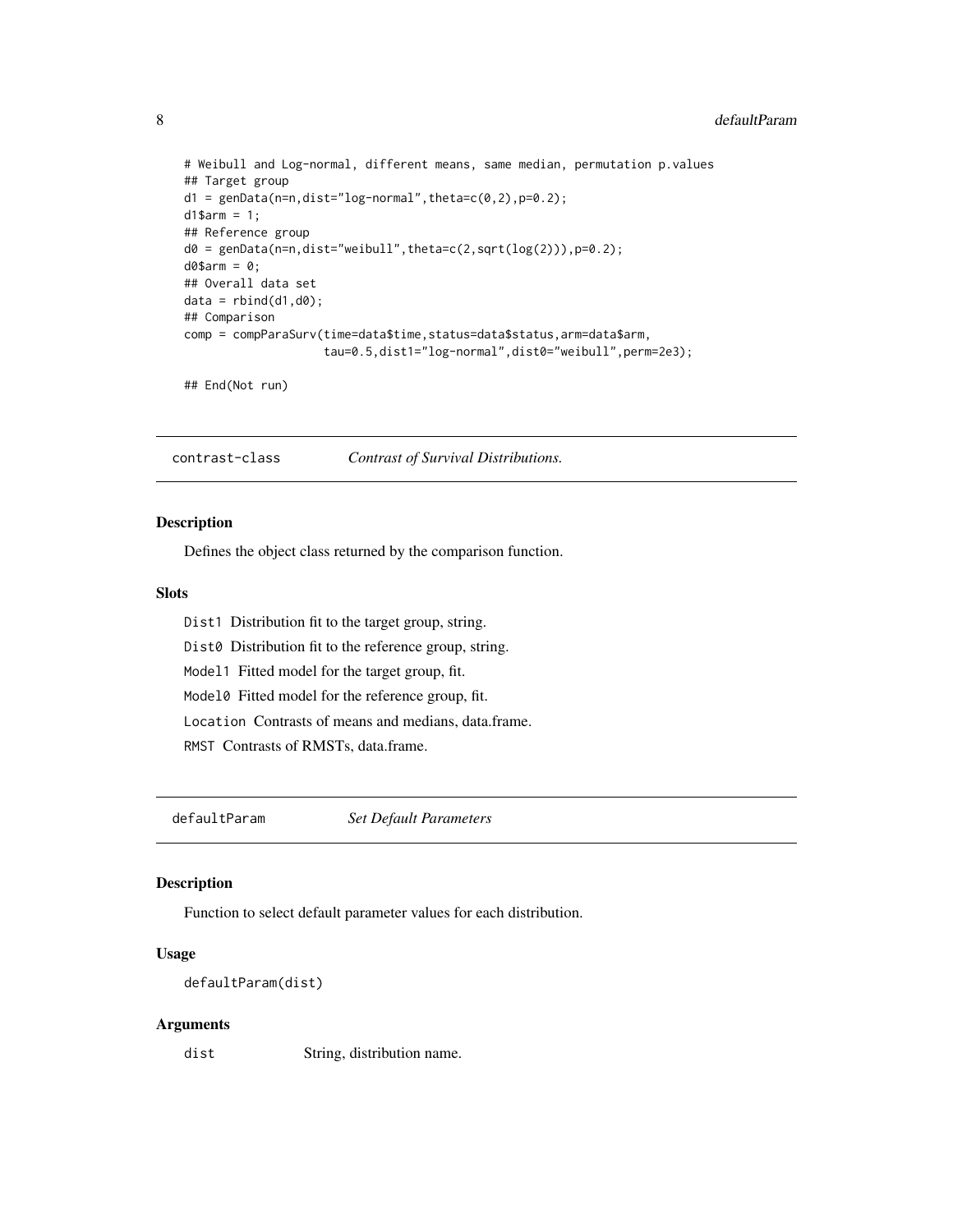```
# Weibull and Log-normal, different means, same median, permutation p.values
## Target group
d1 = genData(n=n,dist="log-normal",theta=c(0,2),p=0.2);
d1$arm = 1;
## Reference group
d0 = genData(n=n,dist="weibull",theta=c(2,sqrt(log(2))),p=0.2);
d0$arm = 0;
## Overall data set
data = rbind(d1,d0);
## Comparison
comp = compParaSurv(time=data$time,status=data$status,arm=data$arm,
                    tau=0.5,dist1="log-normal",dist0="weibull",perm=2e3);

## End(Not run)
```

---

## contrast-class *Contrast of Survival Distributions.*

### Description

Defines the object class returned by the comparison function.

### Slots

`Dist1` Distribution fit to the target group, string.

`Dist0` Distribution fit to the reference group, string.

`Model1` Fitted model for the target group, fit.

`Model0` Fitted model for the reference group, fit.

`Location` Contrasts of means and medians, data.frame.

`RMST` Contrasts of RMSTs, data.frame.

---

## defaultParam *Set Default Parameters*

### Description

Function to select default parameter values for each distribution.

### Usage

```
defaultParam(dist)
```

### Arguments

`dist` String, distribution name.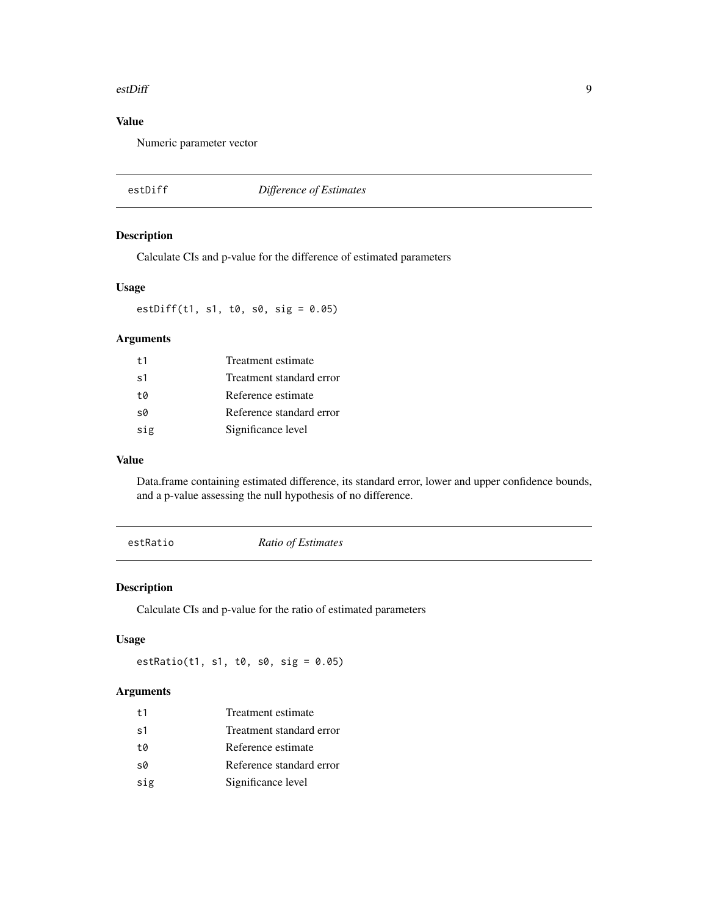### Value

Numeric parameter vector

---

## estDiff — *Difference of Estimates*

---

### Description

Calculate CIs and p-value for the difference of estimated parameters

### Usage

```
estDiff(t1, s1, t0, s0, sig = 0.05)
```

### Arguments

| | |
|---|---|
| t1 | Treatment estimate |
| s1 | Treatment standard error |
| t0 | Reference estimate |
| s0 | Reference standard error |
| sig | Significance level |

### Value

Data.frame containing estimated difference, its standard error, lower and upper confidence bounds, and a p-value assessing the null hypothesis of no difference.

---

## estRatio — *Ratio of Estimates*

---

### Description

Calculate CIs and p-value for the ratio of estimated parameters

### Usage

```
estRatio(t1, s1, t0, s0, sig = 0.05)
```

### Arguments

| | |
|---|---|
| t1 | Treatment estimate |
| s1 | Treatment standard error |
| t0 | Reference estimate |
| s0 | Reference standard error |
| sig | Significance level |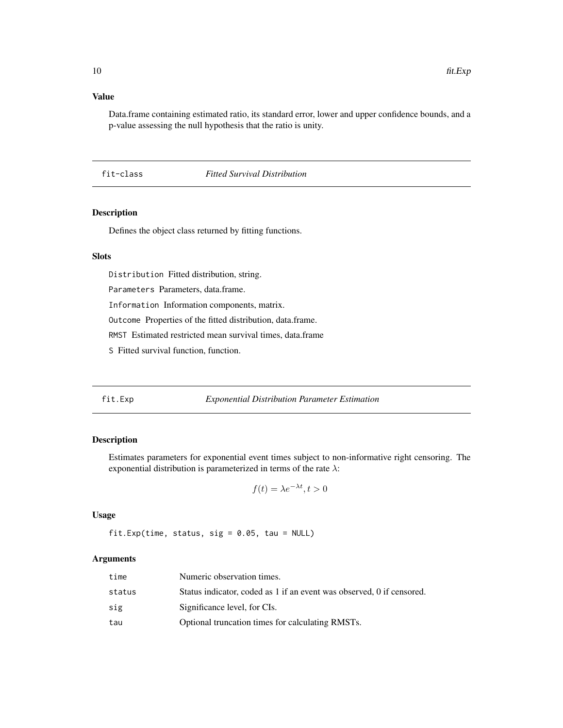### Value

Data.frame containing estimated ratio, its standard error, lower and upper confidence bounds, and a p-value assessing the null hypothesis that the ratio is unity.

## fit-class *Fitted Survival Distribution*

### Description

Defines the object class returned by fitting functions.

### Slots

- `Distribution` Fitted distribution, string.
- `Parameters` Parameters, data.frame.
- `Information` Information components, matrix.
- `Outcome` Properties of the fitted distribution, data.frame.
- `RMST` Estimated restricted mean survival times, data.frame
- `S` Fitted survival function, function.

## fit.Exp *Exponential Distribution Parameter Estimation*

### Description

Estimates parameters for exponential event times subject to non-informative right censoring. The exponential distribution is parameterized in terms of the rate $\lambda$:

$$f(t) = \lambda e^{-\lambda t}, t > 0$$

### Usage

```
fit.Exp(time, status, sig = 0.05, tau = NULL)
```

### Arguments

| | |
|---|---|
| `time` | Numeric observation times. |
| `status` | Status indicator, coded as 1 if an event was observed, 0 if censored. |
| `sig` | Significance level, for CIs. |
| `tau` | Optional truncation times for calculating RMSTs. |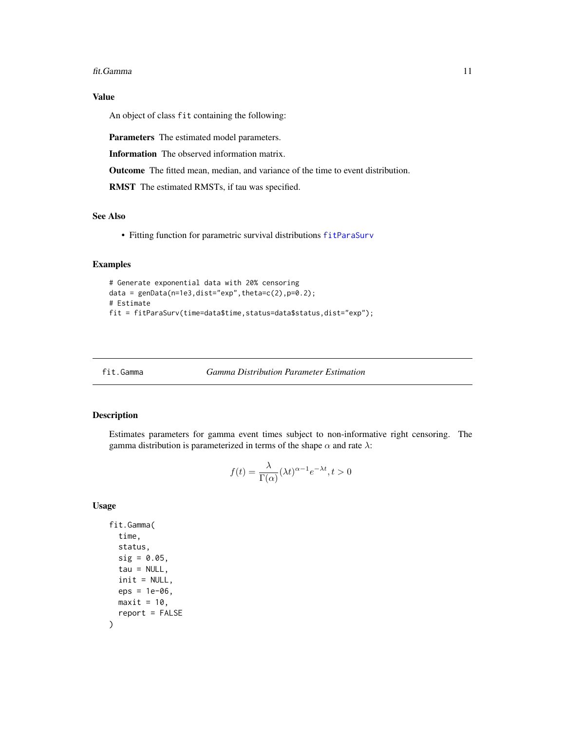## Value

An object of class `fit` containing the following:

**Parameters** The estimated model parameters.

**Information** The observed information matrix.

**Outcome** The fitted mean, median, and variance of the time to event distribution.

**RMST** The estimated RMSTs, if tau was specified.

## See Also

- Fitting function for parametric survival distributions `fitParaSurv`

## Examples

```
# Generate exponential data with 20% censoring
data = genData(n=1e3,dist="exp",theta=c(2),p=0.2);
# Estimate
fit = fitParaSurv(time=data$time,status=data$status,dist="exp");
```

---

`fit.Gamma` *Gamma Distribution Parameter Estimation*

---

## Description

Estimates parameters for gamma event times subject to non-informative right censoring. The gamma distribution is parameterized in terms of the shape $\alpha$ and rate $\lambda$:

$$f(t) = \frac{\lambda}{\Gamma(\alpha)}(\lambda t)^{\alpha-1}e^{-\lambda t}, t > 0$$

## Usage

```
fit.Gamma(
  time,
  status,
  sig = 0.05,
  tau = NULL,
  init = NULL,
  eps = 1e-06,
  maxit = 10,
  report = FALSE
)
```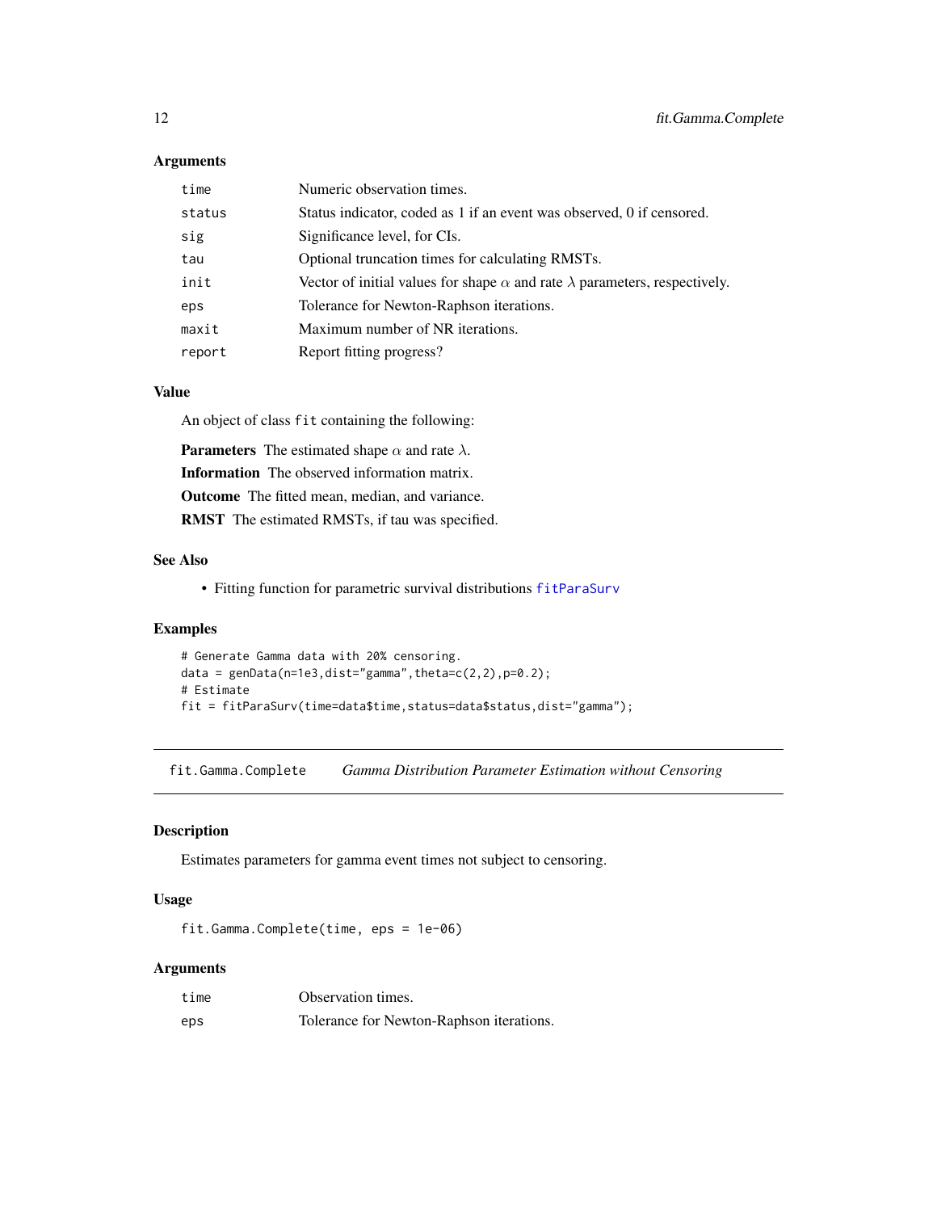### Arguments

| | |
|---|---|
| `time` | Numeric observation times. |
| `status` | Status indicator, coded as 1 if an event was observed, 0 if censored. |
| `sig` | Significance level, for CIs. |
| `tau` | Optional truncation times for calculating RMSTs. |
| `init` | Vector of initial values for shape $\alpha$ and rate $\lambda$ parameters, respectively. |
| `eps` | Tolerance for Newton-Raphson iterations. |
| `maxit` | Maximum number of NR iterations. |
| `report` | Report fitting progress? |

### Value

An object of class `fit` containing the following:

**Parameters** The estimated shape $\alpha$ and rate $\lambda$.

**Information** The observed information matrix.

**Outcome** The fitted mean, median, and variance.

**RMST** The estimated RMSTs, if tau was specified.

### See Also

- Fitting function for parametric survival distributions `fitParaSurv`

### Examples

```
# Generate Gamma data with 20% censoring.
data = genData(n=1e3,dist="gamma",theta=c(2,2),p=0.2);
# Estimate
fit = fitParaSurv(time=data$time,status=data$status,dist="gamma");
```

---

## `fit.Gamma.Complete` *Gamma Distribution Parameter Estimation without Censoring*

### Description

Estimates parameters for gamma event times not subject to censoring.

### Usage

```
fit.Gamma.Complete(time, eps = 1e-06)
```

### Arguments

| | |
|---|---|
| `time` | Observation times. |
| `eps` | Tolerance for Newton-Raphson iterations. |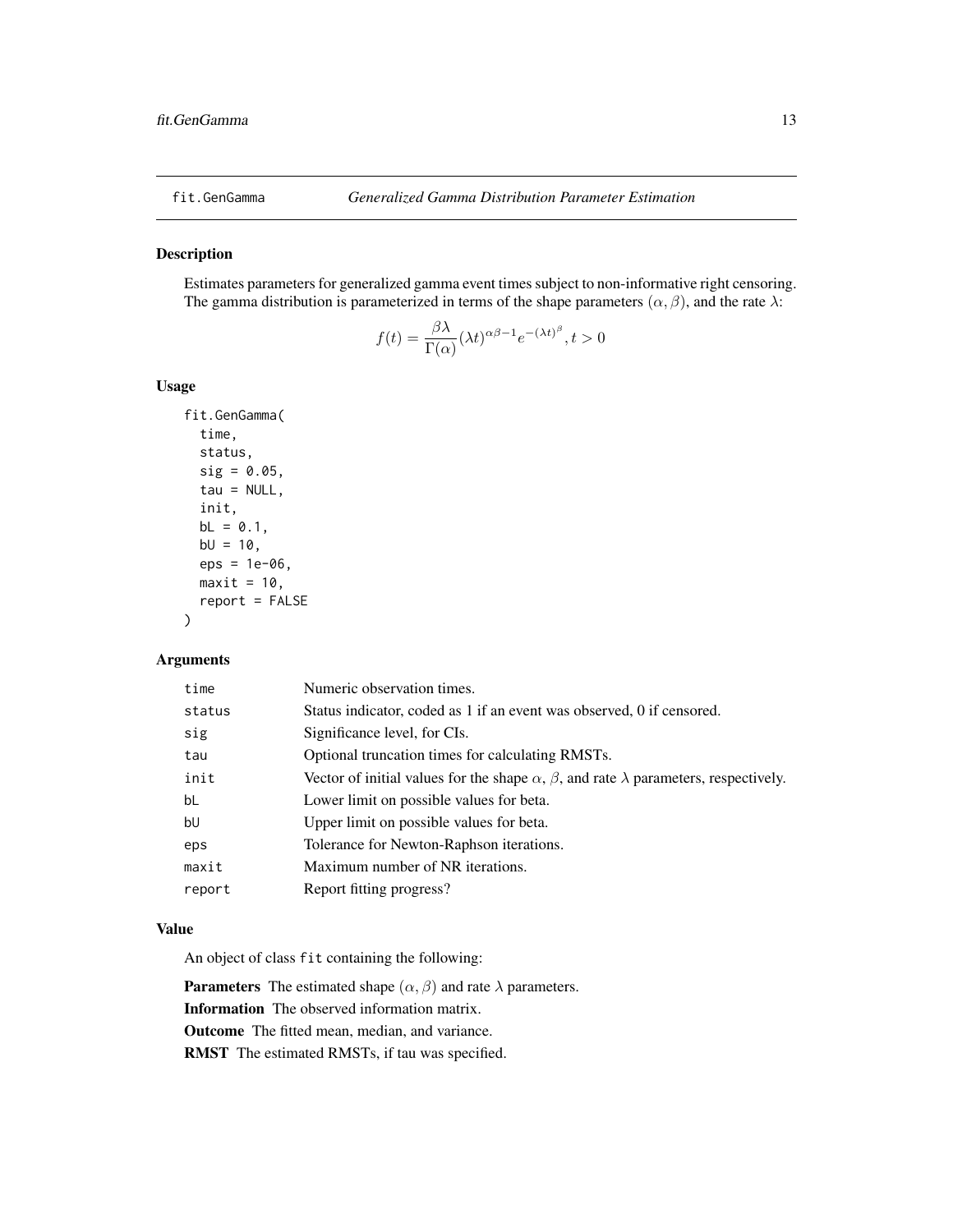# fit.GenGamma — *Generalized Gamma Distribution Parameter Estimation*

## Description

Estimates parameters for generalized gamma event times subject to non-informative right censoring. The gamma distribution is parameterized in terms of the shape parameters $(\alpha, \beta)$, and the rate $\lambda$:

$$f(t) = \frac{\beta\lambda}{\Gamma(\alpha)}(\lambda t)^{\alpha\beta-1}e^{-(\lambda t)^{\beta}}, t > 0$$

## Usage

```
fit.GenGamma(
  time,
  status,
  sig = 0.05,
  tau = NULL,
  init,
  bL = 0.1,
  bU = 10,
  eps = 1e-06,
  maxit = 10,
  report = FALSE
)
```

## Arguments

| | |
|---|---|
| time | Numeric observation times. |
| status | Status indicator, coded as 1 if an event was observed, 0 if censored. |
| sig | Significance level, for CIs. |
| tau | Optional truncation times for calculating RMSTs. |
| init | Vector of initial values for the shape $\alpha$, $\beta$, and rate $\lambda$ parameters, respectively. |
| bL | Lower limit on possible values for beta. |
| bU | Upper limit on possible values for beta. |
| eps | Tolerance for Newton-Raphson iterations. |
| maxit | Maximum number of NR iterations. |
| report | Report fitting progress? |

## Value

An object of class `fit` containing the following:

**Parameters** The estimated shape $(\alpha, \beta)$ and rate $\lambda$ parameters.

**Information** The observed information matrix.

**Outcome** The fitted mean, median, and variance.

**RMST** The estimated RMSTs, if tau was specified.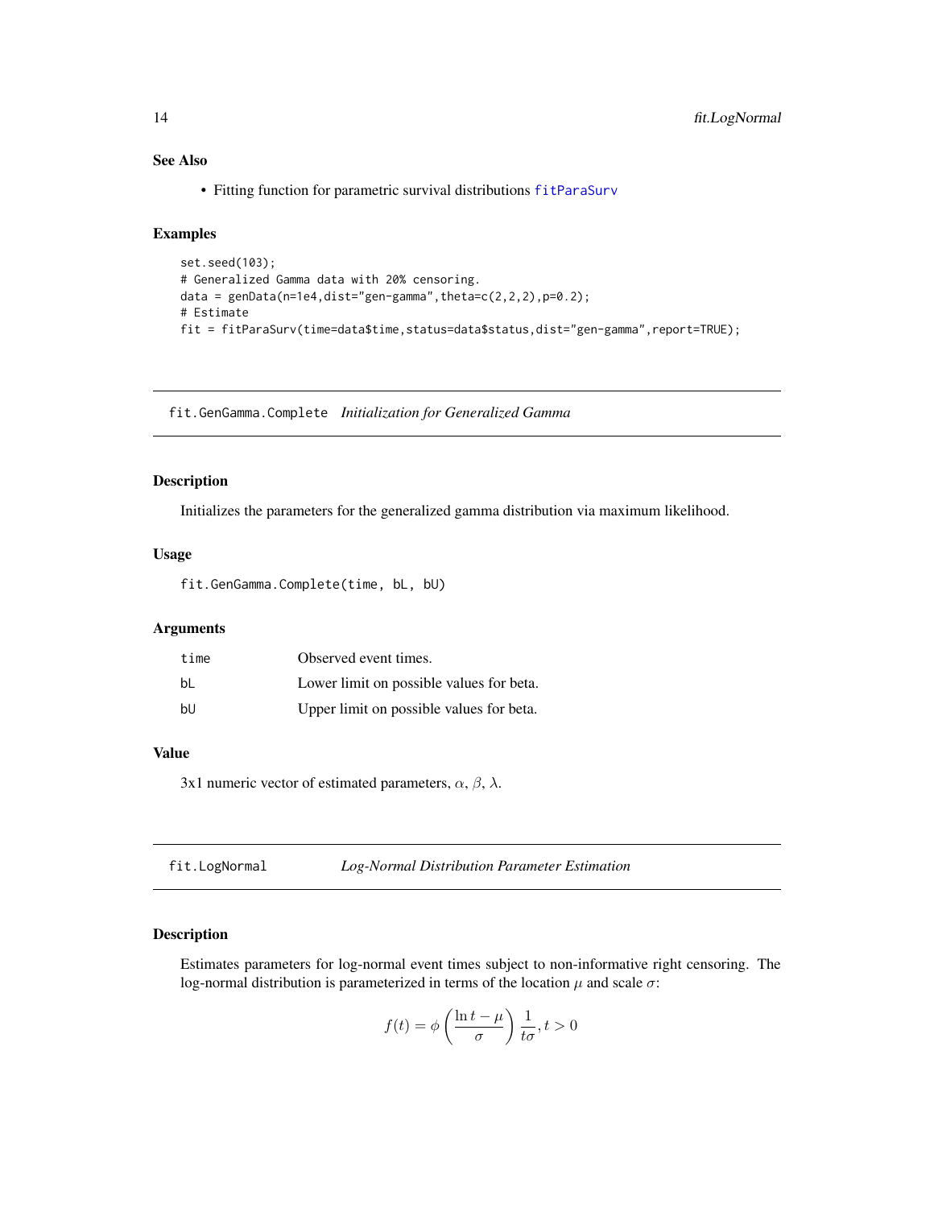### See Also

- Fitting function for parametric survival distributions fitParaSurv

### Examples

```
set.seed(103);
# Generalized Gamma data with 20% censoring.
data = genData(n=1e4,dist="gen-gamma",theta=c(2,2,2),p=0.2);
# Estimate
fit = fitParaSurv(time=data$time,status=data$status,dist="gen-gamma",report=TRUE);
```

---

## fit.GenGamma.Complete *Initialization for Generalized Gamma*

### Description

Initializes the parameters for the generalized gamma distribution via maximum likelihood.

### Usage

```
fit.GenGamma.Complete(time, bL, bU)
```

### Arguments

| | |
|---|---|
| time | Observed event times. |
| bL | Lower limit on possible values for beta. |
| bU | Upper limit on possible values for beta. |

### Value

3x1 numeric vector of estimated parameters, $\alpha$, $\beta$, $\lambda$.

---

## fit.LogNormal *Log-Normal Distribution Parameter Estimation*

### Description

Estimates parameters for log-normal event times subject to non-informative right censoring. The log-normal distribution is parameterized in terms of the location $\mu$ and scale $\sigma$:

$$f(t) = \phi\left(\frac{\ln t - \mu}{\sigma}\right)\frac{1}{t\sigma}, t > 0$$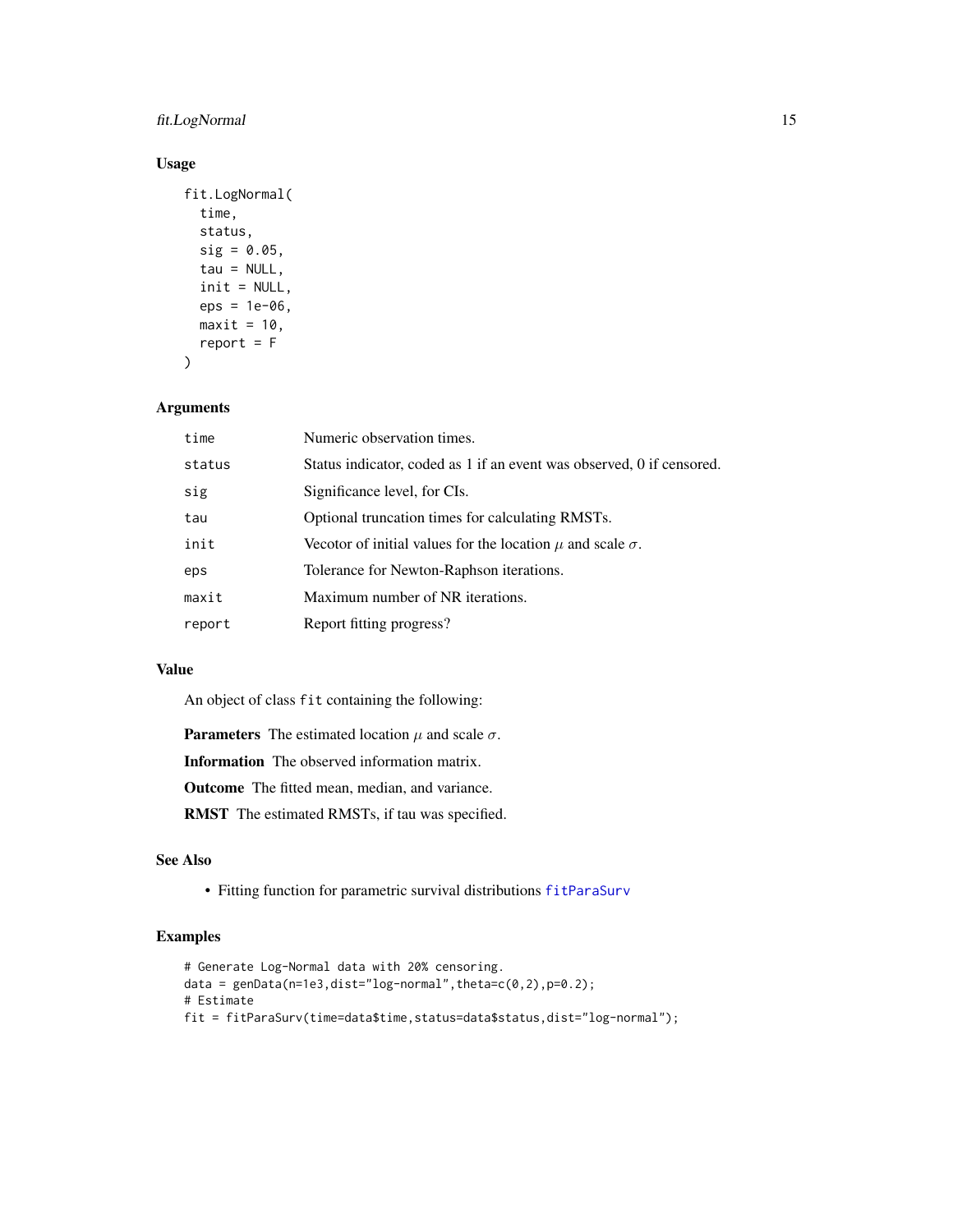## Usage

```
fit.LogNormal(
  time,
  status,
  sig = 0.05,
  tau = NULL,
  init = NULL,
  eps = 1e-06,
  maxit = 10,
  report = F
)
```

## Arguments

| | |
|---|---|
| time | Numeric observation times. |
| status | Status indicator, coded as 1 if an event was observed, 0 if censored. |
| sig | Significance level, for CIs. |
| tau | Optional truncation times for calculating RMSTs. |
| init | Vecotor of initial values for the location $\mu$ and scale $\sigma$. |
| eps | Tolerance for Newton-Raphson iterations. |
| maxit | Maximum number of NR iterations. |
| report | Report fitting progress? |

## Value

An object of class `fit` containing the following:

**Parameters** The estimated location $\mu$ and scale $\sigma$.

**Information** The observed information matrix.

**Outcome** The fitted mean, median, and variance.

**RMST** The estimated RMSTs, if tau was specified.

## See Also

- Fitting function for parametric survival distributions `fitParaSurv`

## Examples

```
# Generate Log-Normal data with 20% censoring.
data = genData(n=1e3,dist="log-normal",theta=c(0,2),p=0.2);
# Estimate
fit = fitParaSurv(time=data$time,status=data$status,dist="log-normal");
```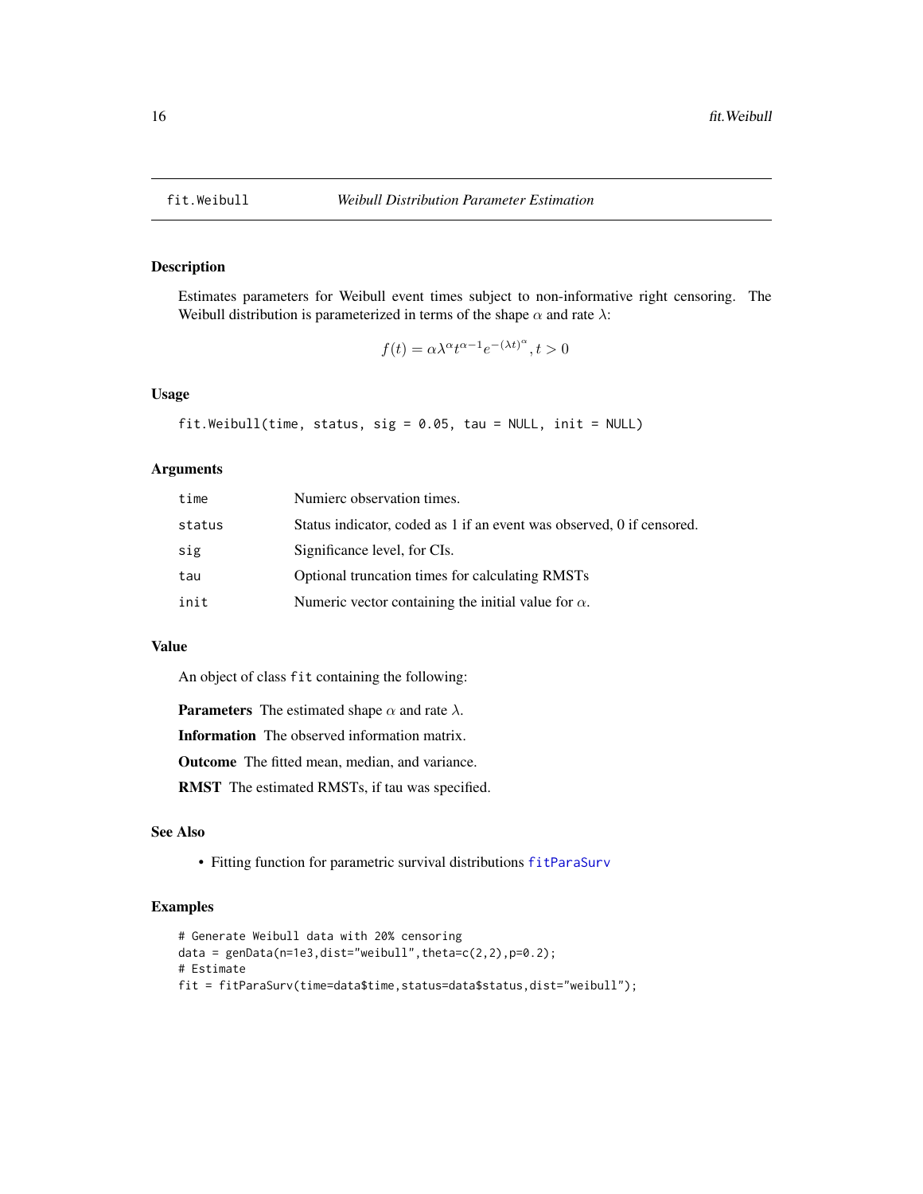# fit.Weibull — *Weibull Distribution Parameter Estimation*

## Description

Estimates parameters for Weibull event times subject to non-informative right censoring. The Weibull distribution is parameterized in terms of the shape $\alpha$ and rate $\lambda$:

$$f(t) = \alpha\lambda^{\alpha}t^{\alpha-1}e^{-(\lambda t)^{\alpha}}, t > 0$$

## Usage

```
fit.Weibull(time, status, sig = 0.05, tau = NULL, init = NULL)
```

## Arguments

| | |
|---|---|
| `time` | Numierc observation times. |
| `status` | Status indicator, coded as 1 if an event was observed, 0 if censored. |
| `sig` | Significance level, for CIs. |
| `tau` | Optional truncation times for calculating RMSTs |
| `init` | Numeric vector containing the initial value for $\alpha$. |

## Value

An object of class `fit` containing the following:

**Parameters** The estimated shape $\alpha$ and rate $\lambda$.

**Information** The observed information matrix.

**Outcome** The fitted mean, median, and variance.

**RMST** The estimated RMSTs, if tau was specified.

## See Also

- Fitting function for parametric survival distributions `fitParaSurv`

## Examples

```
# Generate Weibull data with 20% censoring
data = genData(n=1e3,dist="weibull",theta=c(2,2),p=0.2);
# Estimate
fit = fitParaSurv(time=data$time,status=data$status,dist="weibull");
```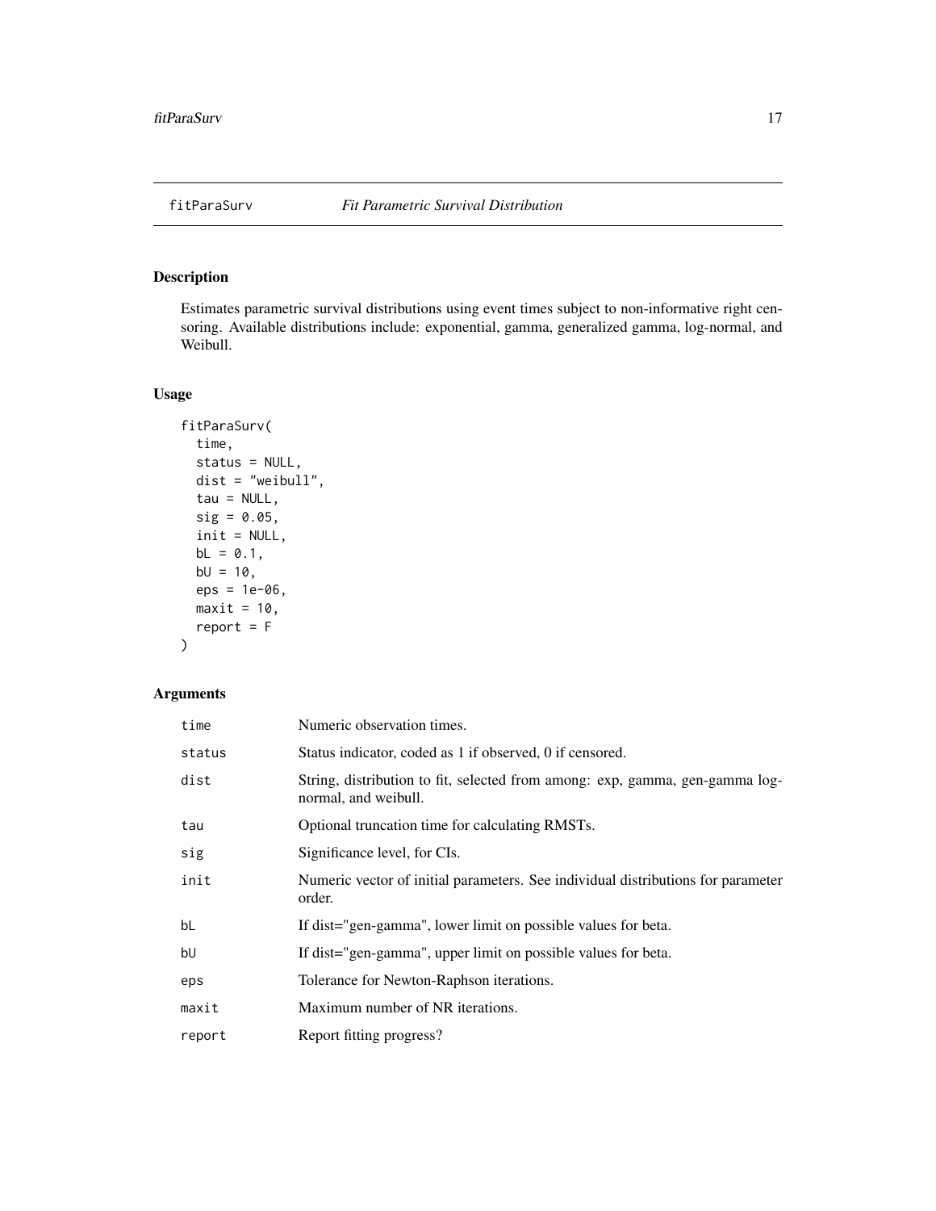# fitParaSurv *Fit Parametric Survival Distribution*

## Description

Estimates parametric survival distributions using event times subject to non-informative right censoring. Available distributions include: exponential, gamma, generalized gamma, log-normal, and Weibull.

## Usage

```
fitParaSurv(
  time,
  status = NULL,
  dist = "weibull",
  tau = NULL,
  sig = 0.05,
  init = NULL,
  bL = 0.1,
  bU = 10,
  eps = 1e-06,
  maxit = 10,
  report = F
)
```

## Arguments

| | |
|---|---|
| time | Numeric observation times. |
| status | Status indicator, coded as 1 if observed, 0 if censored. |
| dist | String, distribution to fit, selected from among: exp, gamma, gen-gamma log-normal, and weibull. |
| tau | Optional truncation time for calculating RMSTs. |
| sig | Significance level, for CIs. |
| init | Numeric vector of initial parameters. See individual distributions for parameter order. |
| bL | If dist="gen-gamma", lower limit on possible values for beta. |
| bU | If dist="gen-gamma", upper limit on possible values for beta. |
| eps | Tolerance for Newton-Raphson iterations. |
| maxit | Maximum number of NR iterations. |
| report | Report fitting progress? |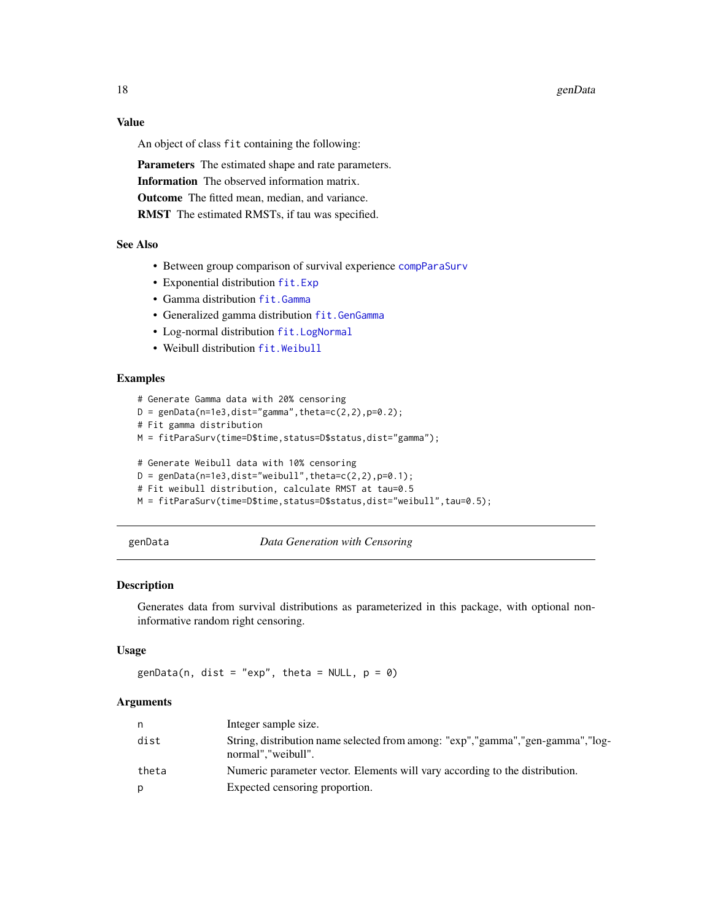### Value

An object of class `fit` containing the following:

**Parameters** The estimated shape and rate parameters.

**Information** The observed information matrix.

**Outcome** The fitted mean, median, and variance.

**RMST** The estimated RMSTs, if tau was specified.

### See Also

- Between group comparison of survival experience `compParaSurv`
- Exponential distribution `fit.Exp`
- Gamma distribution `fit.Gamma`
- Generalized gamma distribution `fit.GenGamma`
- Log-normal distribution `fit.LogNormal`
- Weibull distribution `fit.Weibull`

### Examples

```
# Generate Gamma data with 20% censoring
D = genData(n=1e3,dist="gamma",theta=c(2,2),p=0.2);
# Fit gamma distribution
M = fitParaSurv(time=D$time,status=D$status,dist="gamma");

# Generate Weibull data with 10% censoring
D = genData(n=1e3,dist="weibull",theta=c(2,2),p=0.1);
# Fit weibull distribution, calculate RMST at tau=0.5
M = fitParaSurv(time=D$time,status=D$status,dist="weibull",tau=0.5);
```

---

## genData — *Data Generation with Censoring*

### Description

Generates data from survival distributions as parameterized in this package, with optional non-informative random right censoring.

### Usage

```
genData(n, dist = "exp", theta = NULL, p = 0)
```

### Arguments

| | |
|---|---|
| n | Integer sample size. |
| dist | String, distribution name selected from among: "exp","gamma","gen-gamma","log-normal","weibull". |
| theta | Numeric parameter vector. Elements will vary according to the distribution. |
| p | Expected censoring proportion. |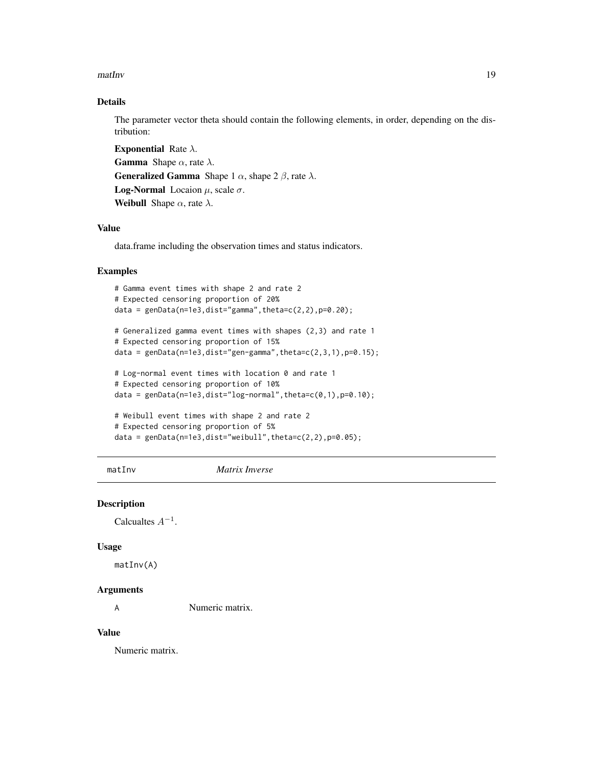### Details

The parameter vector theta should contain the following elements, in order, depending on the distribution:

**Exponential** Rate $\lambda$.

**Gamma** Shape $\alpha$, rate $\lambda$.

**Generalized Gamma** Shape 1 $\alpha$, shape 2 $\beta$, rate $\lambda$.

**Log-Normal** Locaion $\mu$, scale $\sigma$.

**Weibull** Shape $\alpha$, rate $\lambda$.

### Value

data.frame including the observation times and status indicators.

### Examples

```
# Gamma event times with shape 2 and rate 2
# Expected censoring proportion of 20%
data = genData(n=1e3,dist="gamma",theta=c(2,2),p=0.20);

# Generalized gamma event times with shapes (2,3) and rate 1
# Expected censoring proportion of 15%
data = genData(n=1e3,dist="gen-gamma",theta=c(2,3,1),p=0.15);

# Log-normal event times with location 0 and rate 1
# Expected censoring proportion of 10%
data = genData(n=1e3,dist="log-normal",theta=c(0,1),p=0.10);

# Weibull event times with shape 2 and rate 2
# Expected censoring proportion of 5%
data = genData(n=1e3,dist="weibull",theta=c(2,2),p=0.05);
```

## matInv *Matrix Inverse*

### Description

Calcualtes $A^{-1}$.

### Usage

```
matInv(A)
```

### Arguments

A Numeric matrix.

### Value

Numeric matrix.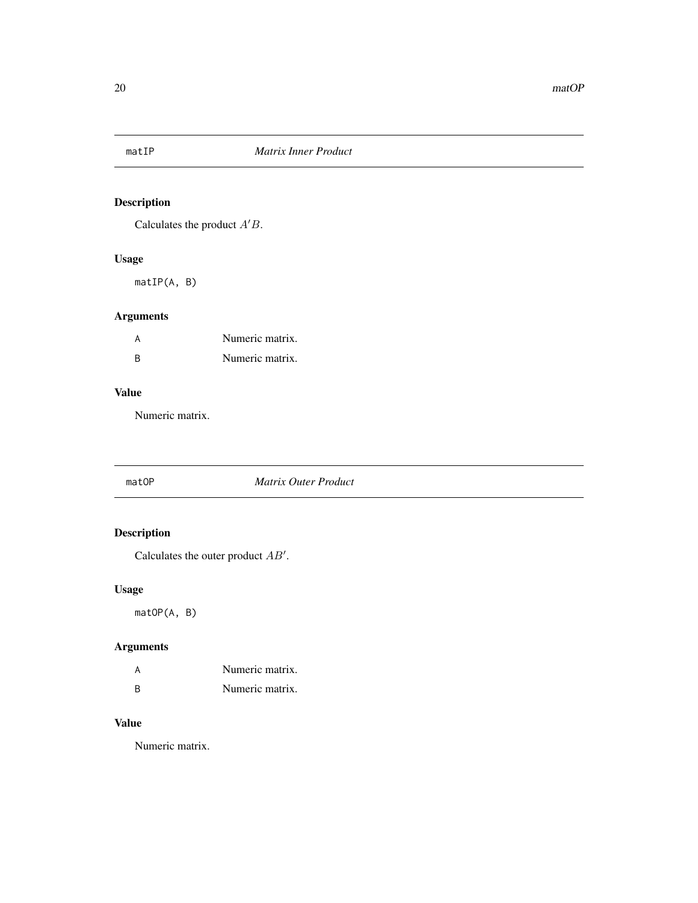## matIP    *Matrix Inner Product*

### Description

Calculates the product $A'B$.

### Usage

```
matIP(A, B)
```

### Arguments

| | |
|---|---|
| A | Numeric matrix. |
| B | Numeric matrix. |

### Value

Numeric matrix.

## matOP    *Matrix Outer Product*

### Description

Calculates the outer product $AB'$.

### Usage

```
matOP(A, B)
```

### Arguments

| | |
|---|---|
| A | Numeric matrix. |
| B | Numeric matrix. |

### Value

Numeric matrix.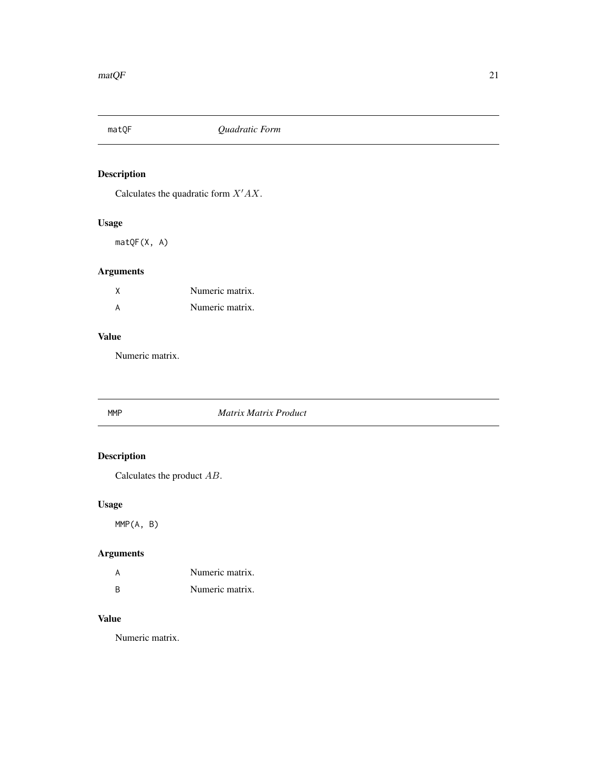## matQF *Quadratic Form*

### Description

Calculates the quadratic form $X'AX$.

### Usage

```
matQF(X, A)
```

### Arguments

| | |
|---|---|
| X | Numeric matrix. |
| A | Numeric matrix. |

### Value

Numeric matrix.

## MMP *Matrix Matrix Product*

### Description

Calculates the product $AB$.

### Usage

```
MMP(A, B)
```

### Arguments

| | |
|---|---|
| A | Numeric matrix. |
| B | Numeric matrix. |

### Value

Numeric matrix.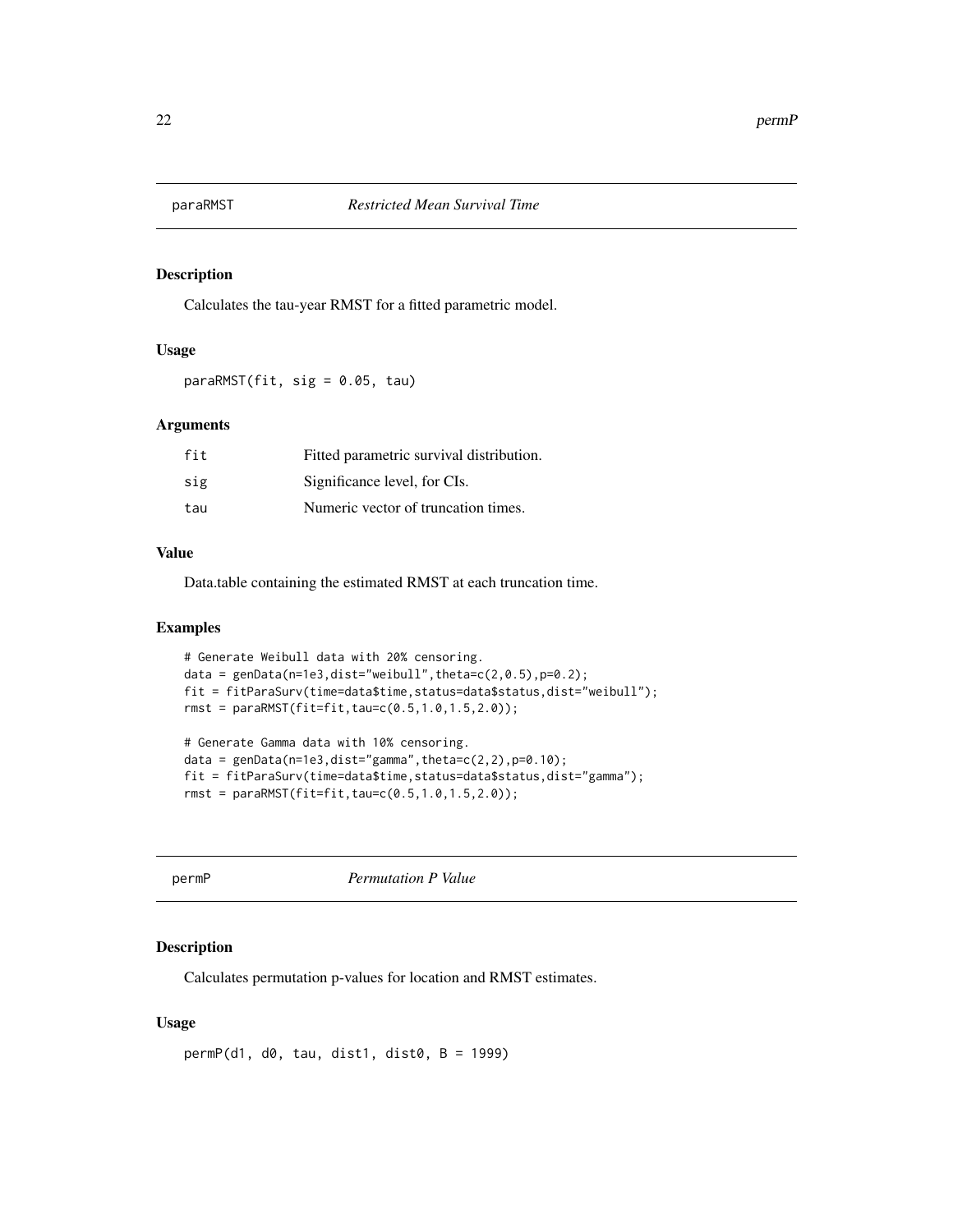## paraRMST — *Restricted Mean Survival Time*

### Description

Calculates the tau-year RMST for a fitted parametric model.

### Usage

```
paraRMST(fit, sig = 0.05, tau)
```

### Arguments

| | |
|---|---|
| fit | Fitted parametric survival distribution. |
| sig | Significance level, for CIs. |
| tau | Numeric vector of truncation times. |

### Value

Data.table containing the estimated RMST at each truncation time.

### Examples

```
# Generate Weibull data with 20% censoring.
data = genData(n=1e3,dist="weibull",theta=c(2,0.5),p=0.2);
fit = fitParaSurv(time=data$time,status=data$status,dist="weibull");
rmst = paraRMST(fit=fit,tau=c(0.5,1.0,1.5,2.0));

# Generate Gamma data with 10% censoring.
data = genData(n=1e3,dist="gamma",theta=c(2,2),p=0.10);
fit = fitParaSurv(time=data$time,status=data$status,dist="gamma");
rmst = paraRMST(fit=fit,tau=c(0.5,1.0,1.5,2.0));
```

## permP — *Permutation P Value*

### Description

Calculates permutation p-values for location and RMST estimates.

### Usage

```
permP(d1, d0, tau, dist1, dist0, B = 1999)
```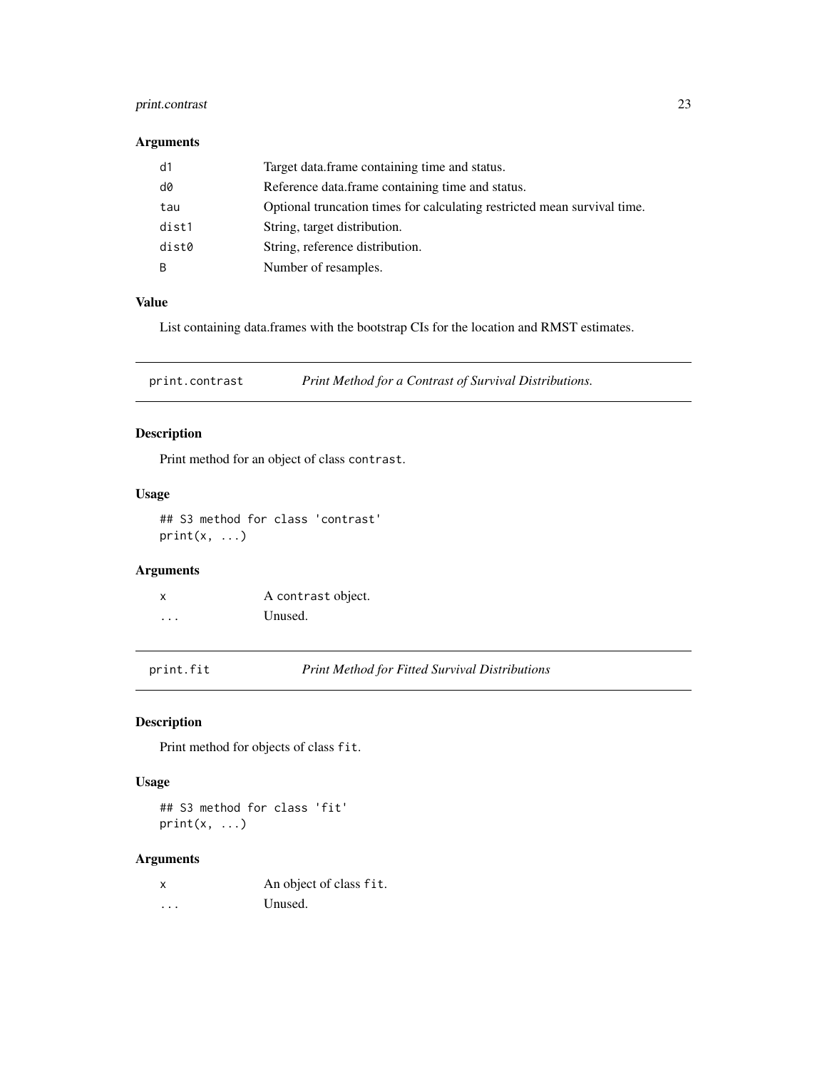## Arguments

| | |
|---|---|
| `d1` | Target data.frame containing time and status. |
| `d0` | Reference data.frame containing time and status. |
| `tau` | Optional truncation times for calculating restricted mean survival time. |
| `dist1` | String, target distribution. |
| `dist0` | String, reference distribution. |
| `B` | Number of resamples. |

## Value

List containing data.frames with the bootstrap CIs for the location and RMST estimates.

---

# `print.contrast` *Print Method for a Contrast of Survival Distributions.*

## Description

Print method for an object of class `contrast`.

## Usage

```
## S3 method for class 'contrast'
print(x, ...)
```

## Arguments

| | |
|---|---|
| `x` | A `contrast` object. |
| `...` | Unused. |

---

# `print.fit` *Print Method for Fitted Survival Distributions*

## Description

Print method for objects of class `fit`.

## Usage

```
## S3 method for class 'fit'
print(x, ...)
```

## Arguments

| | |
|---|---|
| `x` | An object of class `fit`. |
| `...` | Unused. |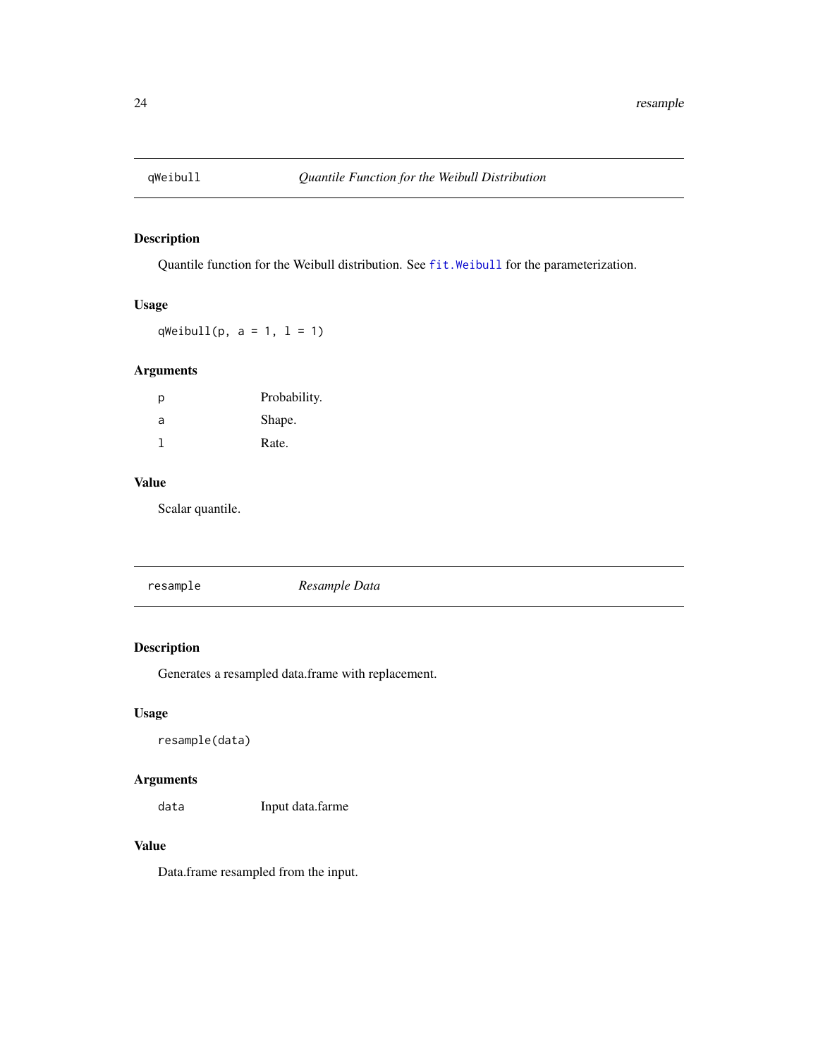## qWeibull — *Quantile Function for the Weibull Distribution*

### Description

Quantile function for the Weibull distribution. See `fit.Weibull` for the parameterization.

### Usage

```
qWeibull(p, a = 1, l = 1)
```

### Arguments

| | |
|---|---|
| `p` | Probability. |
| `a` | Shape. |
| `l` | Rate. |

### Value

Scalar quantile.

## resample — *Resample Data*

### Description

Generates a resampled data.frame with replacement.

### Usage

```
resample(data)
```

### Arguments

| | |
|---|---|
| `data` | Input data.farme |

### Value

Data.frame resampled from the input.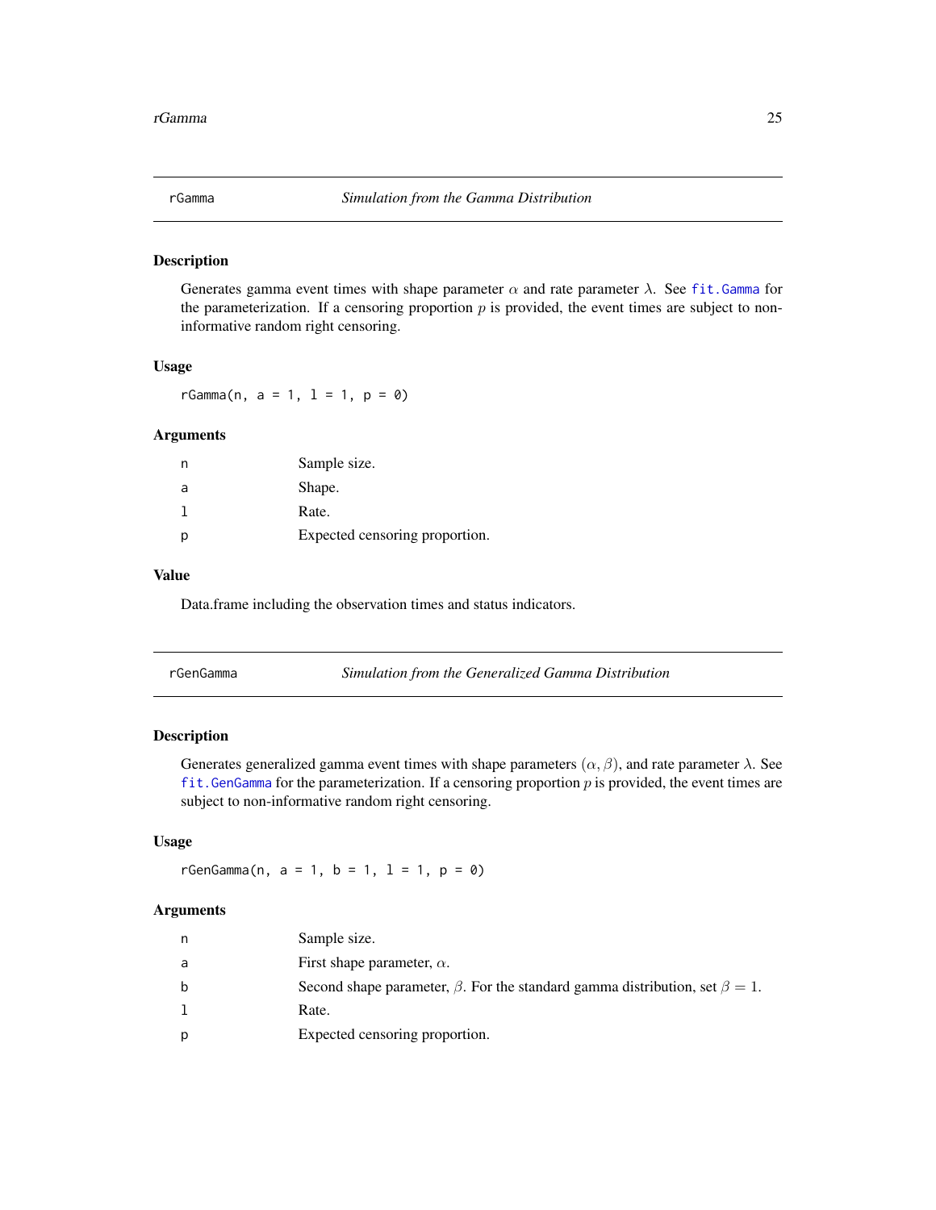## rGamma — *Simulation from the Gamma Distribution*

### Description

Generates gamma event times with shape parameter $\alpha$ and rate parameter $\lambda$. See fit.Gamma for the parameterization. If a censoring proportion $p$ is provided, the event times are subject to non-informative random right censoring.

### Usage

```
rGamma(n, a = 1, l = 1, p = 0)
```

### Arguments

| | |
|---|---|
| n | Sample size. |
| a | Shape. |
| l | Rate. |
| p | Expected censoring proportion. |

### Value

Data.frame including the observation times and status indicators.

## rGenGamma — *Simulation from the Generalized Gamma Distribution*

### Description

Generates generalized gamma event times with shape parameters $(\alpha, \beta)$, and rate parameter $\lambda$. See fit.GenGamma for the parameterization. If a censoring proportion $p$ is provided, the event times are subject to non-informative random right censoring.

### Usage

```
rGenGamma(n, a = 1, b = 1, l = 1, p = 0)
```

### Arguments

| | |
|---|---|
| n | Sample size. |
| a | First shape parameter, $\alpha$. |
| b | Second shape parameter, $\beta$. For the standard gamma distribution, set $\beta = 1$. |
| l | Rate. |
| p | Expected censoring proportion. |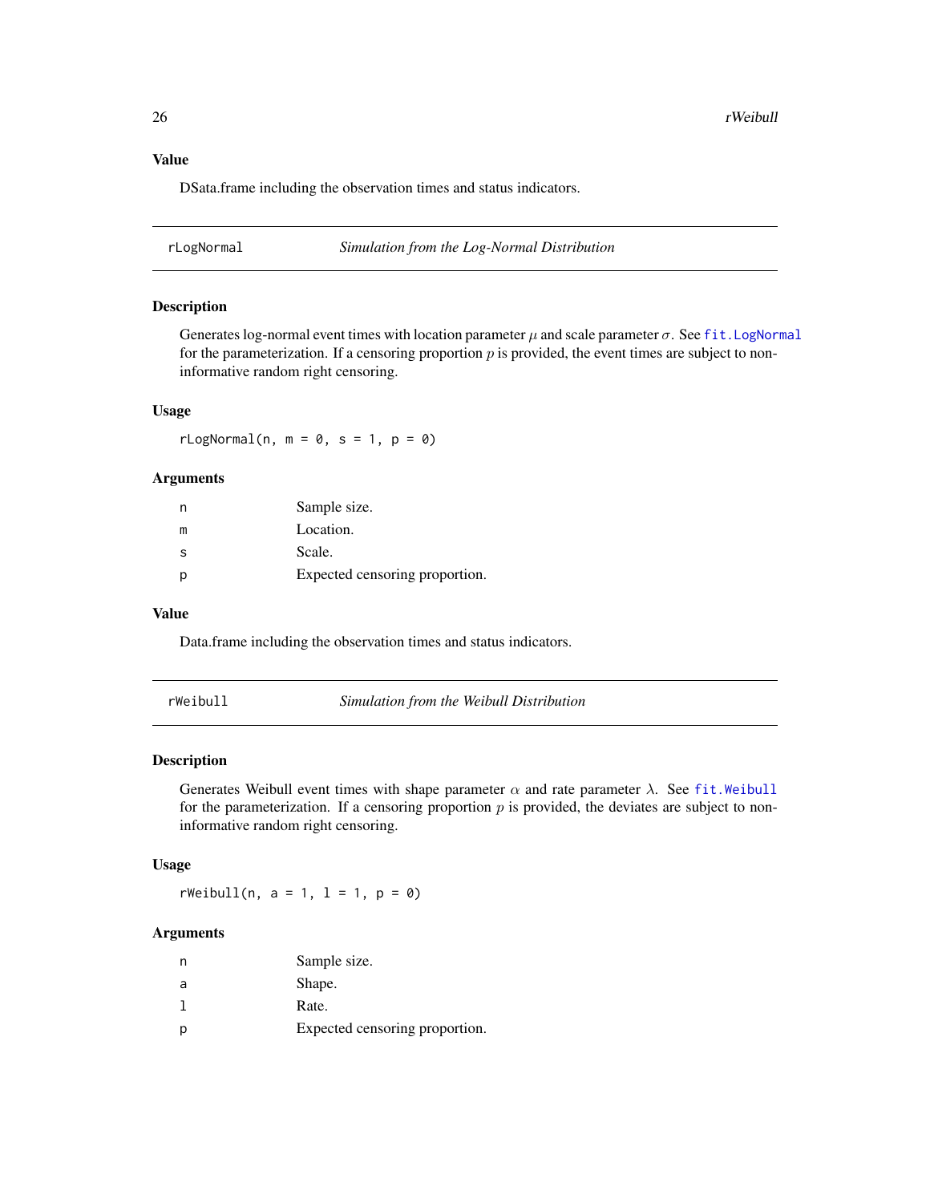## Value

DSata.frame including the observation times and status indicators.

---

## rLogNormal — *Simulation from the Log-Normal Distribution*

### Description

Generates log-normal event times with location parameter $\mu$ and scale parameter $\sigma$. See `fit.LogNormal` for the parameterization. If a censoring proportion $p$ is provided, the event times are subject to non-informative random right censoring.

### Usage

```
rLogNormal(n, m = 0, s = 1, p = 0)
```

### Arguments

| | |
|---|---|
| n | Sample size. |
| m | Location. |
| s | Scale. |
| p | Expected censoring proportion. |

### Value

Data.frame including the observation times and status indicators.

---

## rWeibull — *Simulation from the Weibull Distribution*

### Description

Generates Weibull event times with shape parameter $\alpha$ and rate parameter $\lambda$. See `fit.Weibull` for the parameterization. If a censoring proportion $p$ is provided, the deviates are subject to non-informative random right censoring.

### Usage

```
rWeibull(n, a = 1, l = 1, p = 0)
```

### Arguments

| | |
|---|---|
| n | Sample size. |
| a | Shape. |
| l | Rate. |
| p | Expected censoring proportion. |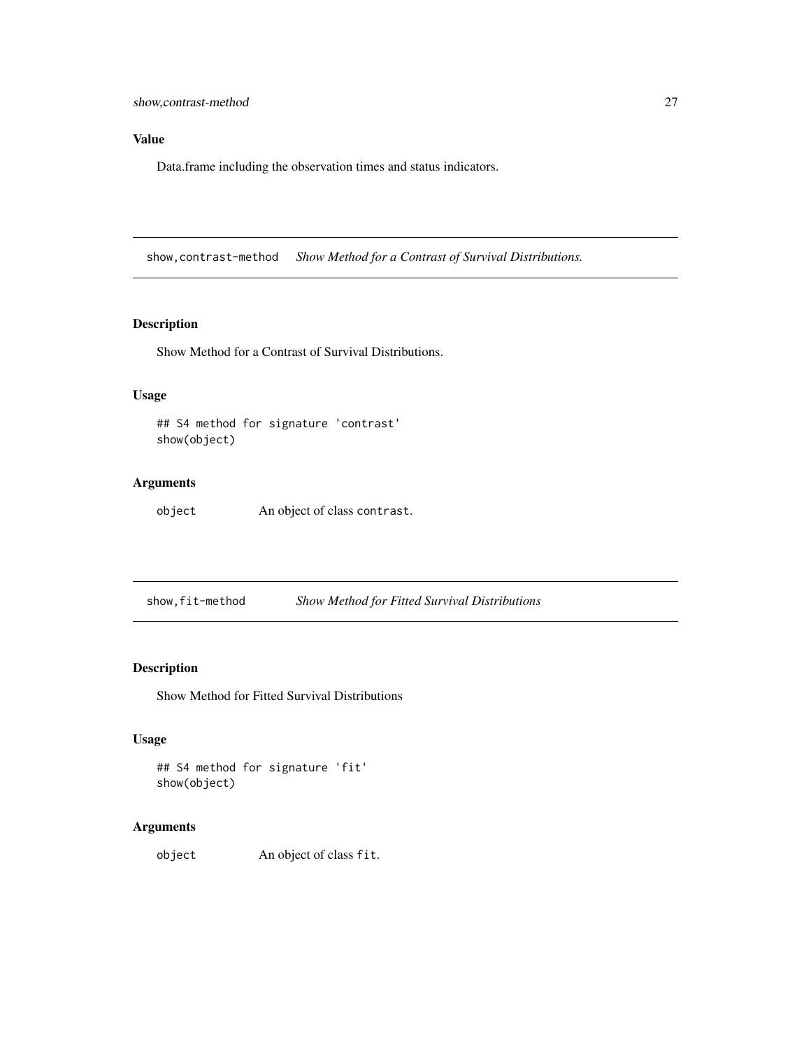## Value

Data.frame including the observation times and status indicators.

---

## show,contrast-method *Show Method for a Contrast of Survival Distributions.*

### Description

Show Method for a Contrast of Survival Distributions.

### Usage

```
## S4 method for signature 'contrast'
show(object)
```

### Arguments

| | |
|---|---|
| `object` | An object of class `contrast`. |

---

## show,fit-method *Show Method for Fitted Survival Distributions*

### Description

Show Method for Fitted Survival Distributions

### Usage

```
## S4 method for signature 'fit'
show(object)
```

### Arguments

| | |
|---|---|
| `object` | An object of class `fit`. |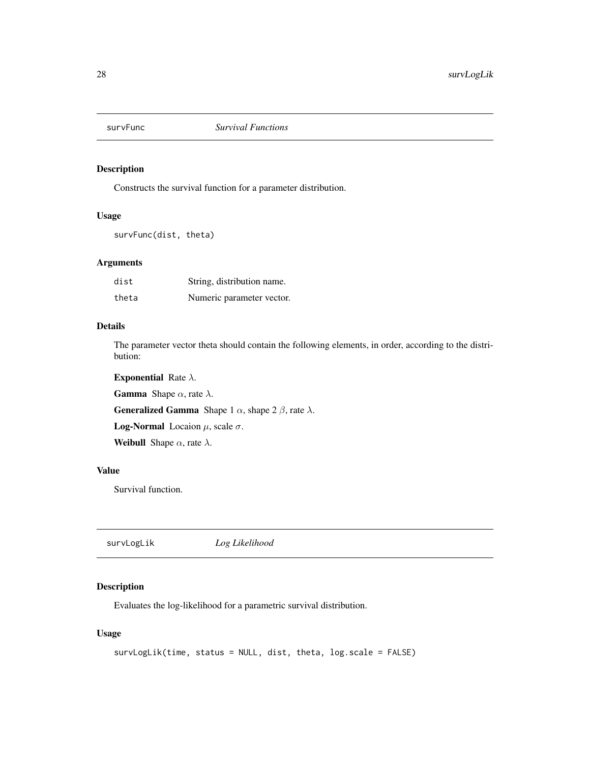## survFunc *Survival Functions*

### Description

Constructs the survival function for a parameter distribution.

### Usage

```
survFunc(dist, theta)
```

### Arguments

| | |
|---|---|
| dist | String, distribution name. |
| theta | Numeric parameter vector. |

### Details

The parameter vector theta should contain the following elements, in order, according to the distribution:

**Exponential** Rate $\lambda$.

**Gamma** Shape $\alpha$, rate $\lambda$.

**Generalized Gamma** Shape 1 $\alpha$, shape 2 $\beta$, rate $\lambda$.

**Log-Normal** Locaion $\mu$, scale $\sigma$.

**Weibull** Shape $\alpha$, rate $\lambda$.

### Value

Survival function.

## survLogLik *Log Likelihood*

### Description

Evaluates the log-likelihood for a parametric survival distribution.

### Usage

```
survLogLik(time, status = NULL, dist, theta, log.scale = FALSE)
```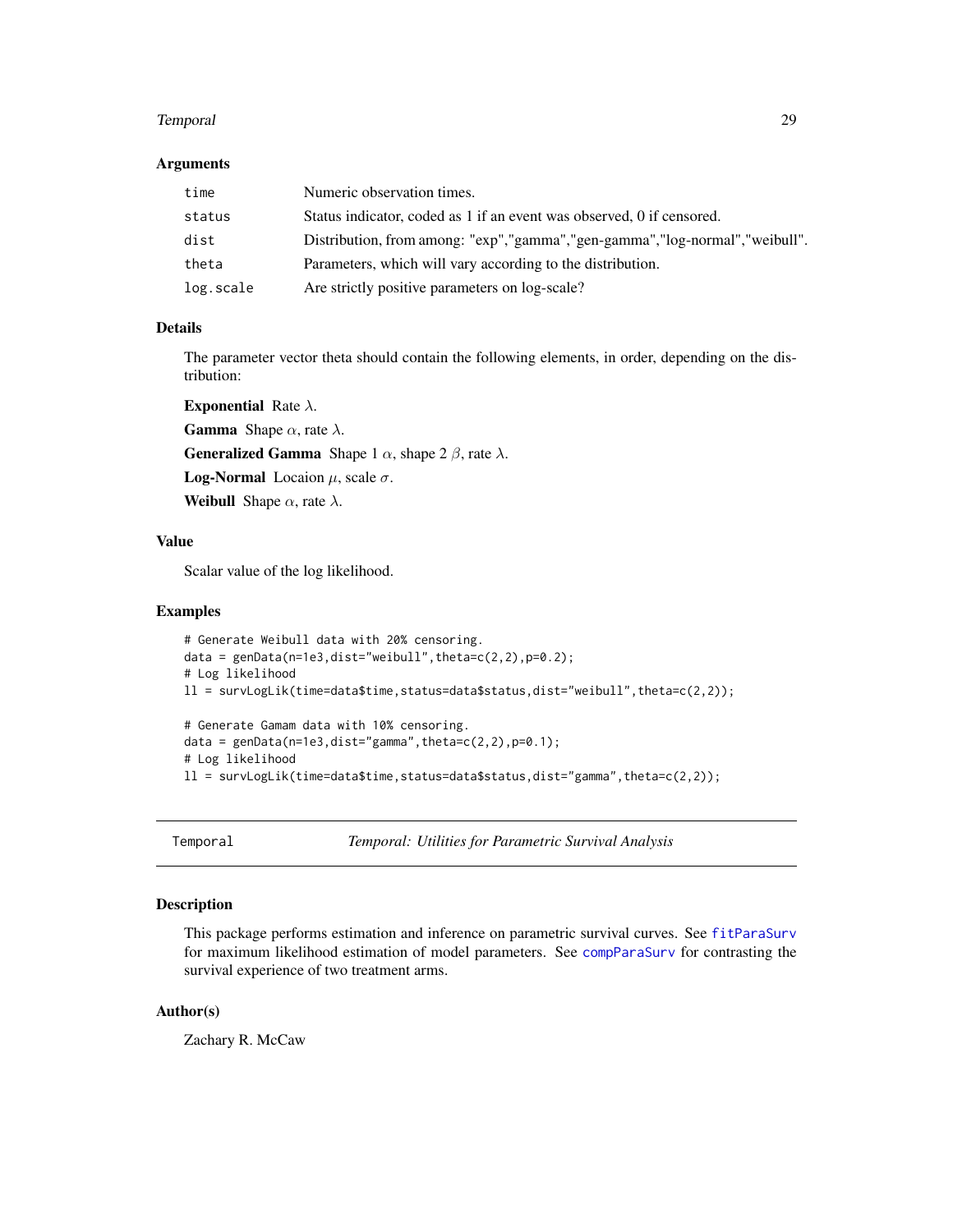### Arguments

| | |
|---|---|
| `time` | Numeric observation times. |
| `status` | Status indicator, coded as 1 if an event was observed, 0 if censored. |
| `dist` | Distribution, from among: "exp","gamma","gen-gamma","log-normal","weibull". |
| `theta` | Parameters, which will vary according to the distribution. |
| `log.scale` | Are strictly positive parameters on log-scale? |

### Details

The parameter vector theta should contain the following elements, in order, depending on the distribution:

**Exponential** Rate $\lambda$.

**Gamma** Shape $\alpha$, rate $\lambda$.

**Generalized Gamma** Shape 1 $\alpha$, shape 2 $\beta$, rate $\lambda$.

**Log-Normal** Locaion $\mu$, scale $\sigma$.

**Weibull** Shape $\alpha$, rate $\lambda$.

### Value

Scalar value of the log likelihood.

### Examples

```
# Generate Weibull data with 20% censoring.
data = genData(n=1e3,dist="weibull",theta=c(2,2),p=0.2);
# Log likelihood
ll = survLogLik(time=data$time,status=data$status,dist="weibull",theta=c(2,2));

# Generate Gamam data with 10% censoring.
data = genData(n=1e3,dist="gamma",theta=c(2,2),p=0.1);
# Log likelihood
ll = survLogLik(time=data$time,status=data$status,dist="gamma",theta=c(2,2));
```

---

## Temporal — *Temporal: Utilities for Parametric Survival Analysis*

---

### Description

This package performs estimation and inference on parametric survival curves. See `fitParaSurv` for maximum likelihood estimation of model parameters. See `compParaSurv` for contrasting the survival experience of two treatment arms.

### Author(s)

Zachary R. McCaw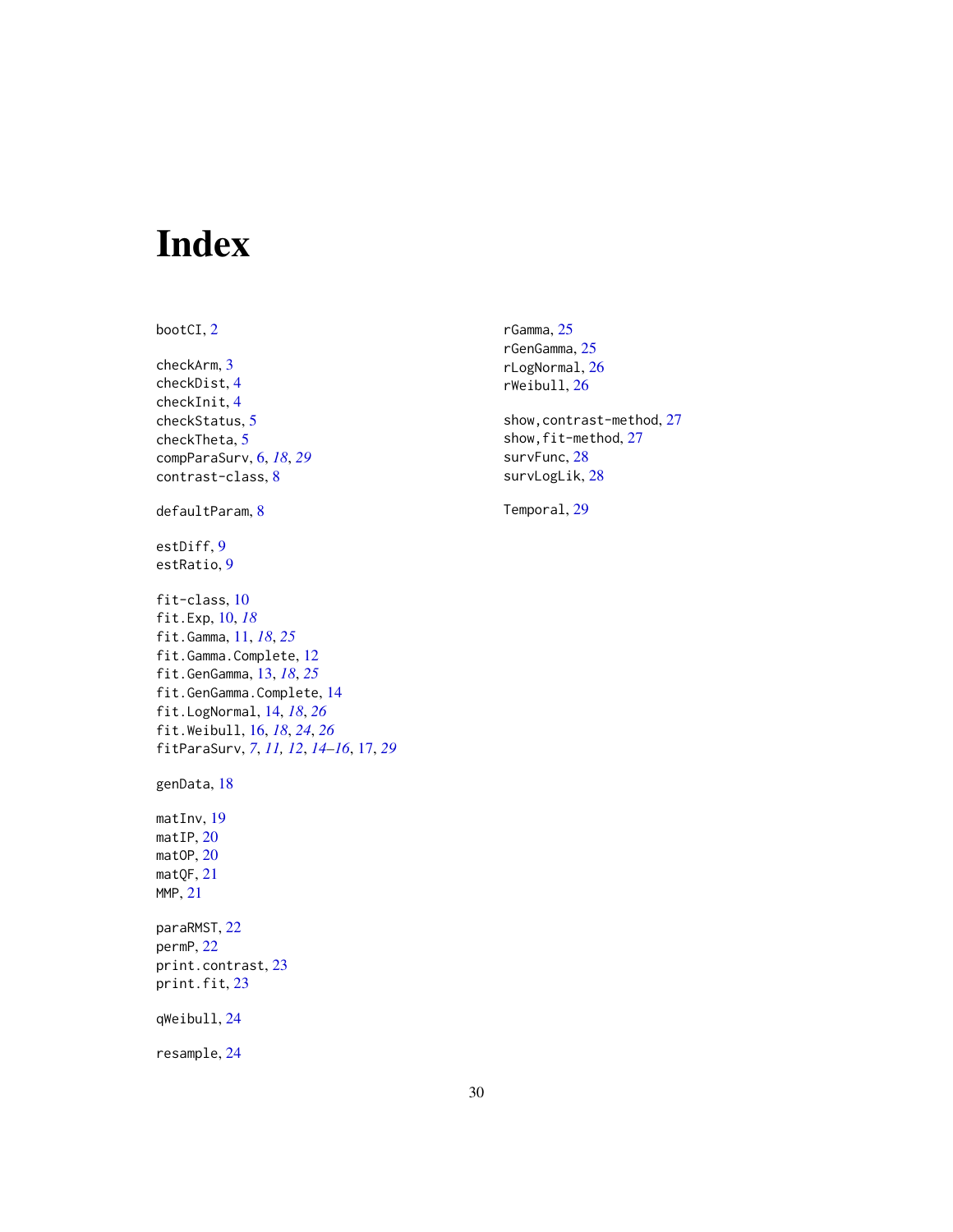# Index

bootCI, 2

checkArm, 3
checkDist, 4
checkInit, 4
checkStatus, 5
checkTheta, 5
compParaSurv, 6, *18*, *29*
contrast-class, 8

defaultParam, 8

estDiff, 9
estRatio, 9

fit-class, 10
fit.Exp, 10, *18*
fit.Gamma, 11, *18*, *25*
fit.Gamma.Complete, 12
fit.GenGamma, 13, *18*, *25*
fit.GenGamma.Complete, 14
fit.LogNormal, 14, *18*, *26*
fit.Weibull, 16, *18*, *24*, *26*
fitParaSurv, *7*, *11, 12*, *14–16*, 17, *29*

genData, 18

matInv, 19
matIP, 20
matOP, 20
matQF, 21
MMP, 21

paraRMST, 22
permP, 22
print.contrast, 23
print.fit, 23

qWeibull, 24

resample, 24
rGamma, 25
rGenGamma, 25
rLogNormal, 26
rWeibull, 26

show,contrast-method, 27
show,fit-method, 27
survFunc, 28
survLogLik, 28

Temporal, 29